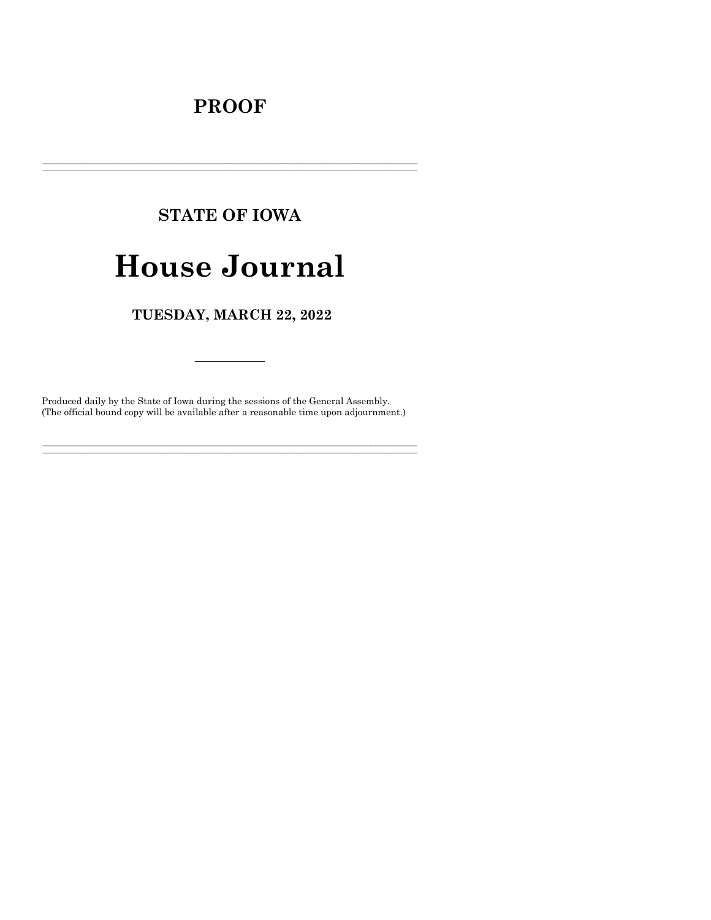# PROOF

---

## STATE OF IOWA

# House Journal

### TUESDAY, MARCH 22, 2022

---

Produced daily by the State of Iowa during the sessions of the General Assembly.
(The official bound copy will be available after a reasonable time upon adjournment.)

---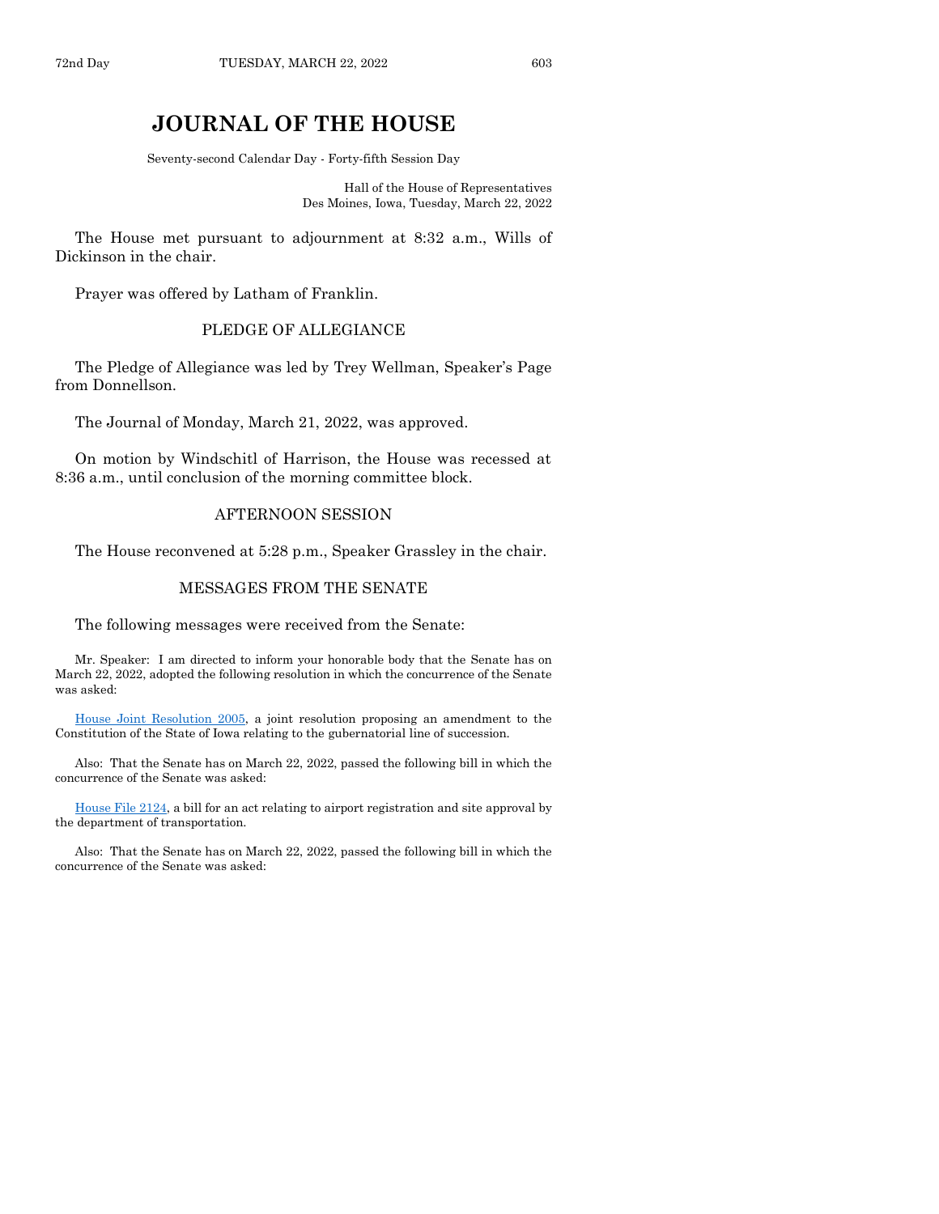# JOURNAL OF THE HOUSE

Seventy-second Calendar Day - Forty-fifth Session Day

Hall of the House of Representatives
Des Moines, Iowa, Tuesday, March 22, 2022

The House met pursuant to adjournment at 8:32 a.m., Wills of Dickinson in the chair.

Prayer was offered by Latham of Franklin.

## PLEDGE OF ALLEGIANCE

The Pledge of Allegiance was led by Trey Wellman, Speaker's Page from Donnellson.

The Journal of Monday, March 21, 2022, was approved.

On motion by Windschitl of Harrison, the House was recessed at 8:36 a.m., until conclusion of the morning committee block.

## AFTERNOON SESSION

The House reconvened at 5:28 p.m., Speaker Grassley in the chair.

## MESSAGES FROM THE SENATE

The following messages were received from the Senate:

Mr. Speaker: I am directed to inform your honorable body that the Senate has on March 22, 2022, adopted the following resolution in which the concurrence of the Senate was asked:

House Joint Resolution 2005, a joint resolution proposing an amendment to the Constitution of the State of Iowa relating to the gubernatorial line of succession.

Also: That the Senate has on March 22, 2022, passed the following bill in which the concurrence of the Senate was asked:

House File 2124, a bill for an act relating to airport registration and site approval by the department of transportation.

Also: That the Senate has on March 22, 2022, passed the following bill in which the concurrence of the Senate was asked: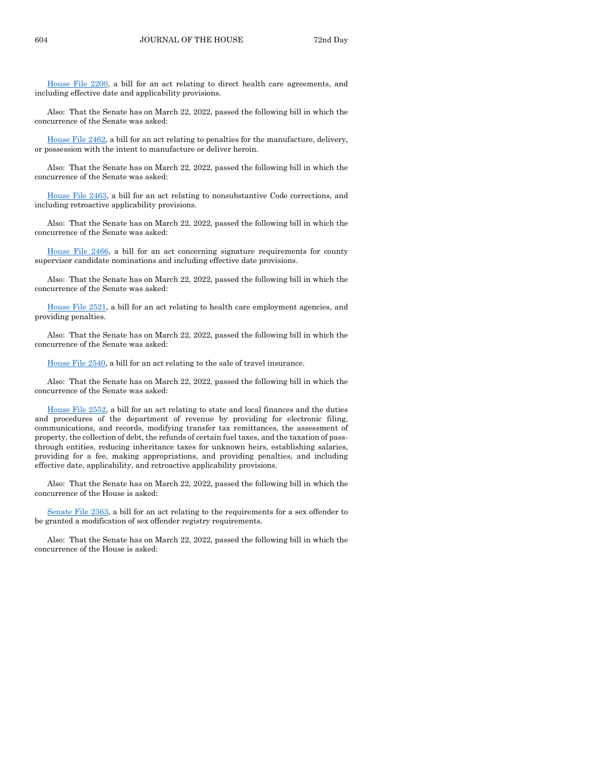House File 2200, a bill for an act relating to direct health care agreements, and including effective date and applicability provisions.

Also: That the Senate has on March 22, 2022, passed the following bill in which the concurrence of the Senate was asked:

House File 2462, a bill for an act relating to penalties for the manufacture, delivery, or possession with the intent to manufacture or deliver heroin.

Also: That the Senate has on March 22, 2022, passed the following bill in which the concurrence of the Senate was asked:

House File 2463, a bill for an act relating to nonsubstantive Code corrections, and including retroactive applicability provisions.

Also: That the Senate has on March 22, 2022, passed the following bill in which the concurrence of the Senate was asked:

House File 2466, a bill for an act concerning signature requirements for county supervisor candidate nominations and including effective date provisions.

Also: That the Senate has on March 22, 2022, passed the following bill in which the concurrence of the Senate was asked:

House File 2521, a bill for an act relating to health care employment agencies, and providing penalties.

Also: That the Senate has on March 22, 2022, passed the following bill in which the concurrence of the Senate was asked:

House File 2540, a bill for an act relating to the sale of travel insurance.

Also: That the Senate has on March 22, 2022, passed the following bill in which the concurrence of the Senate was asked:

House File 2552, a bill for an act relating to state and local finances and the duties and procedures of the department of revenue by providing for electronic filing, communications, and records, modifying transfer tax remittances, the assessment of property, the collection of debt, the refunds of certain fuel taxes, and the taxation of pass-through entities, reducing inheritance taxes for unknown heirs, establishing salaries, providing for a fee, making appropriations, and providing penalties, and including effective date, applicability, and retroactive applicability provisions.

Also: That the Senate has on March 22, 2022, passed the following bill in which the concurrence of the House is asked:

Senate File 2363, a bill for an act relating to the requirements for a sex offender to be granted a modification of sex offender registry requirements.

Also: That the Senate has on March 22, 2022, passed the following bill in which the concurrence of the House is asked: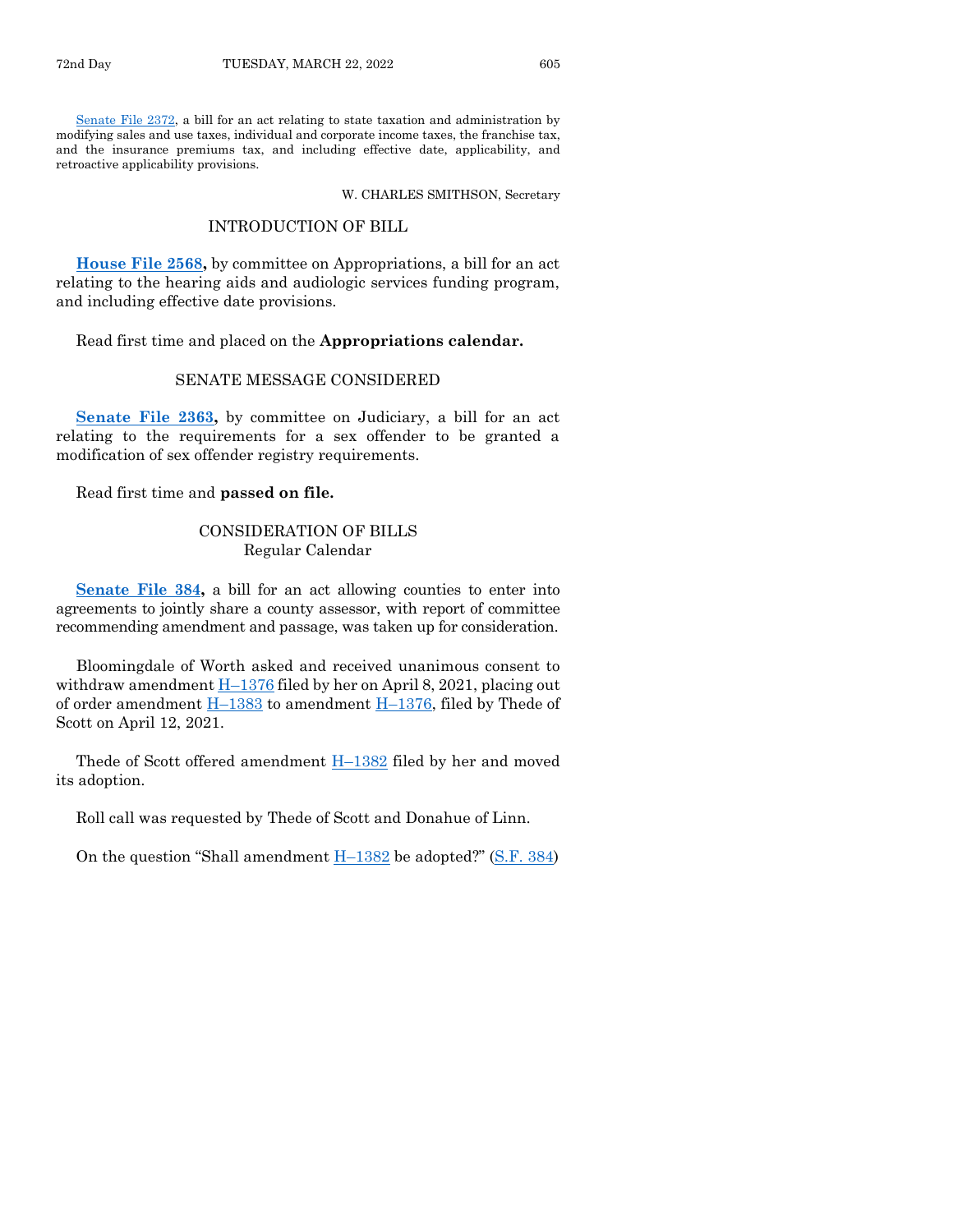Senate File 2372, a bill for an act relating to state taxation and administration by modifying sales and use taxes, individual and corporate income taxes, the franchise tax, and the insurance premiums tax, and including effective date, applicability, and retroactive applicability provisions.

W. CHARLES SMITHSON, Secretary

## INTRODUCTION OF BILL

**House File 2568,** by committee on Appropriations, a bill for an act relating to the hearing aids and audiologic services funding program, and including effective date provisions.

Read first time and placed on the **Appropriations calendar.**

## SENATE MESSAGE CONSIDERED

**Senate File 2363,** by committee on Judiciary, a bill for an act relating to the requirements for a sex offender to be granted a modification of sex offender registry requirements.

Read first time and **passed on file.**

## CONSIDERATION OF BILLS
Regular Calendar

**Senate File 384,** a bill for an act allowing counties to enter into agreements to jointly share a county assessor, with report of committee recommending amendment and passage, was taken up for consideration.

Bloomingdale of Worth asked and received unanimous consent to withdraw amendment H–1376 filed by her on April 8, 2021, placing out of order amendment H–1383 to amendment H–1376, filed by Thede of Scott on April 12, 2021.

Thede of Scott offered amendment H–1382 filed by her and moved its adoption.

Roll call was requested by Thede of Scott and Donahue of Linn.

On the question "Shall amendment H–1382 be adopted?" (S.F. 384)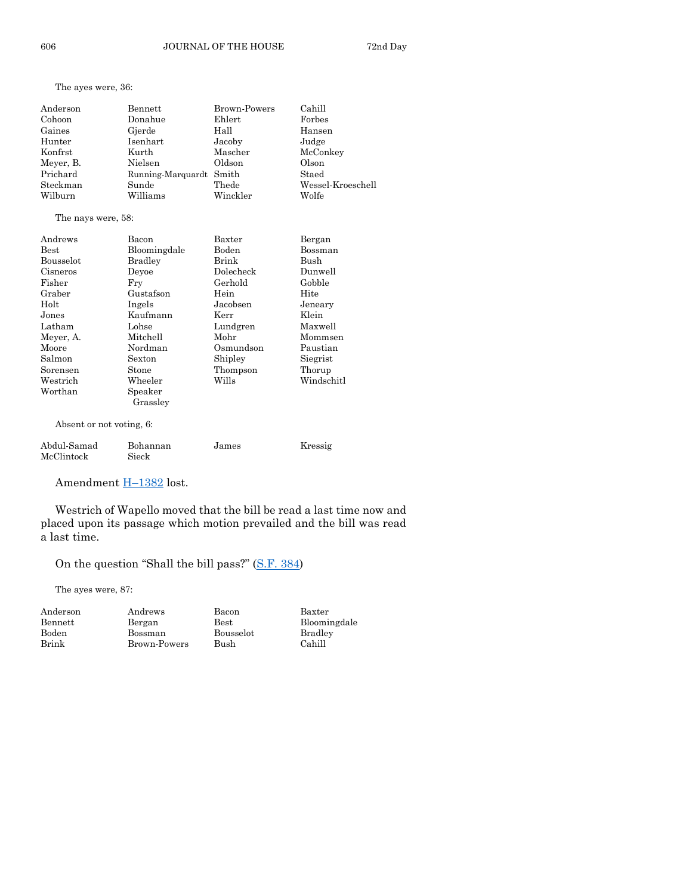The ayes were, 36:

| | | | |
|---|---|---|---|
| Anderson | Bennett | Brown-Powers | Cahill |
| Cohoon | Donahue | Ehlert | Forbes |
| Gaines | Gjerde | Hall | Hansen |
| Hunter | Isenhart | Jacoby | Judge |
| Konfrst | Kurth | Mascher | McConkey |
| Meyer, B. | Nielsen | Oldson | Olson |
| Prichard | Running-Marquardt | Smith | Staed |
| Steckman | Sunde | Thede | Wessel-Kroeschell |
| Wilburn | Williams | Winckler | Wolfe |

The nays were, 58:

| | | | |
|---|---|---|---|
| Andrews | Bacon | Baxter | Bergan |
| Best | Bloomingdale | Boden | Bossman |
| Bousselot | Bradley | Brink | Bush |
| Cisneros | Deyoe | Dolecheck | Dunwell |
| Fisher | Fry | Gerhold | Gobble |
| Graber | Gustafson | Hein | Hite |
| Holt | Ingels | Jacobsen | Jeneary |
| Jones | Kaufmann | Kerr | Klein |
| Latham | Lohse | Lundgren | Maxwell |
| Meyer, A. | Mitchell | Mohr | Mommsen |
| Moore | Nordman | Osmundson | Paustian |
| Salmon | Sexton | Shipley | Siegrist |
| Sorensen | Stone | Thompson | Thorup |
| Westrich | Wheeler | Wills | Windschitl |
| Worthan | Speaker Grassley | | |

Absent or not voting, 6:

| | | | |
|---|---|---|---|
| Abdul-Samad | Bohannan | James | Kressig |
| McClintock | Sieck | | |

Amendment H–1382 lost.

Westrich of Wapello moved that the bill be read a last time now and placed upon its passage which motion prevailed and the bill was read a last time.

On the question "Shall the bill pass?" (S.F. 384)

The ayes were, 87:

| | | | |
|---|---|---|---|
| Anderson | Andrews | Bacon | Baxter |
| Bennett | Bergan | Best | Bloomingdale |
| Boden | Bossman | Bousselot | Bradley |
| Brink | Brown-Powers | Bush | Cahill |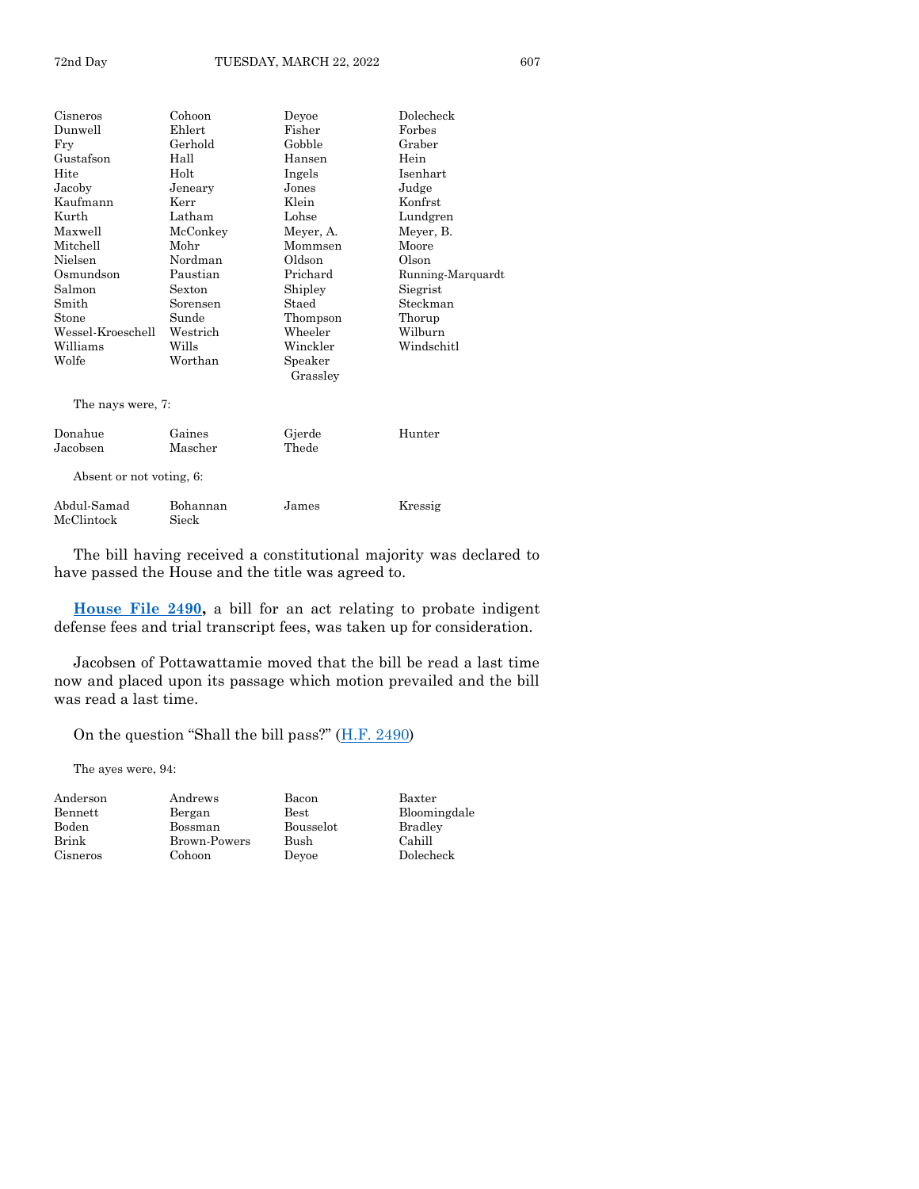| | | | |
|---|---|---|---|
| Cisneros | Cohoon | Deyoe | Dolecheck |
| Dunwell | Ehlert | Fisher | Forbes |
| Fry | Gerhold | Gobble | Graber |
| Gustafson | Hall | Hansen | Hein |
| Hite | Holt | Ingels | Isenhart |
| Jacoby | Jeneary | Jones | Judge |
| Kaufmann | Kerr | Klein | Konfrst |
| Kurth | Latham | Lohse | Lundgren |
| Maxwell | McConkey | Meyer, A. | Meyer, B. |
| Mitchell | Mohr | Mommsen | Moore |
| Nielsen | Nordman | Oldson | Olson |
| Osmundson | Paustian | Prichard | Running-Marquardt |
| Salmon | Sexton | Shipley | Siegrist |
| Smith | Sorensen | Staed | Steckman |
| Stone | Sunde | Thompson | Thorup |
| Wessel-Kroeschell | Westrich | Wheeler | Wilburn |
| Williams | Wills | Winckler | Windschitl |
| Wolfe | Worthan | Speaker Grassley | |

The nays were, 7:

| | | | |
|---|---|---|---|
| Donahue | Gaines | Gjerde | Hunter |
| Jacobsen | Mascher | Thede | |

Absent or not voting, 6:

| | | | |
|---|---|---|---|
| Abdul-Samad | Bohannan | James | Kressig |
| McClintock | Sieck | | |

The bill having received a constitutional majority was declared to have passed the House and the title was agreed to.

**House File 2490,** a bill for an act relating to probate indigent defense fees and trial transcript fees, was taken up for consideration.

Jacobsen of Pottawattamie moved that the bill be read a last time now and placed upon its passage which motion prevailed and the bill was read a last time.

On the question "Shall the bill pass?" (H.F. 2490)

The ayes were, 94:

| | | | |
|---|---|---|---|
| Anderson | Andrews | Bacon | Baxter |
| Bennett | Bergan | Best | Bloomingdale |
| Boden | Bossman | Bousselot | Bradley |
| Brink | Brown-Powers | Bush | Cahill |
| Cisneros | Cohoon | Deyoe | Dolecheck |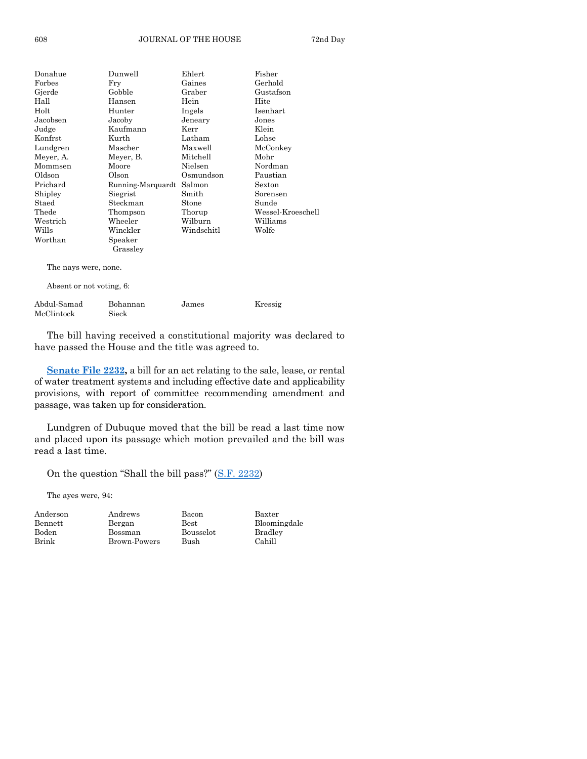| | | | |
|---|---|---|---|
| Donahue | Dunwell | Ehlert | Fisher |
| Forbes | Fry | Gaines | Gerhold |
| Gjerde | Gobble | Graber | Gustafson |
| Hall | Hansen | Hein | Hite |
| Holt | Hunter | Ingels | Isenhart |
| Jacobsen | Jacoby | Jeneary | Jones |
| Judge | Kaufmann | Kerr | Klein |
| Konfrst | Kurth | Latham | Lohse |
| Lundgren | Mascher | Maxwell | McConkey |
| Meyer, A. | Meyer, B. | Mitchell | Mohr |
| Mommsen | Moore | Nielsen | Nordman |
| Oldson | Olson | Osmundson | Paustian |
| Prichard | Running-Marquardt | Salmon | Sexton |
| Shipley | Siegrist | Smith | Sorensen |
| Staed | Steckman | Stone | Sunde |
| Thede | Thompson | Thorup | Wessel-Kroeschell |
| Westrich | Wheeler | Wilburn | Williams |
| Wills | Winckler | Windschitl | Wolfe |
| Worthan | Speaker Grassley | | |

The nays were, none.

Absent or not voting, 6:

| | | | |
|---|---|---|---|
| Abdul-Samad | Bohannan | James | Kressig |
| McClintock | Sieck | | |

The bill having received a constitutional majority was declared to have passed the House and the title was agreed to.

**Senate File 2232,** a bill for an act relating to the sale, lease, or rental of water treatment systems and including effective date and applicability provisions, with report of committee recommending amendment and passage, was taken up for consideration.

Lundgren of Dubuque moved that the bill be read a last time now and placed upon its passage which motion prevailed and the bill was read a last time.

On the question "Shall the bill pass?" (S.F. 2232)

The ayes were, 94:

| | | | |
|---|---|---|---|
| Anderson | Andrews | Bacon | Baxter |
| Bennett | Bergan | Best | Bloomingdale |
| Boden | Bossman | Bousselot | Bradley |
| Brink | Brown-Powers | Bush | Cahill |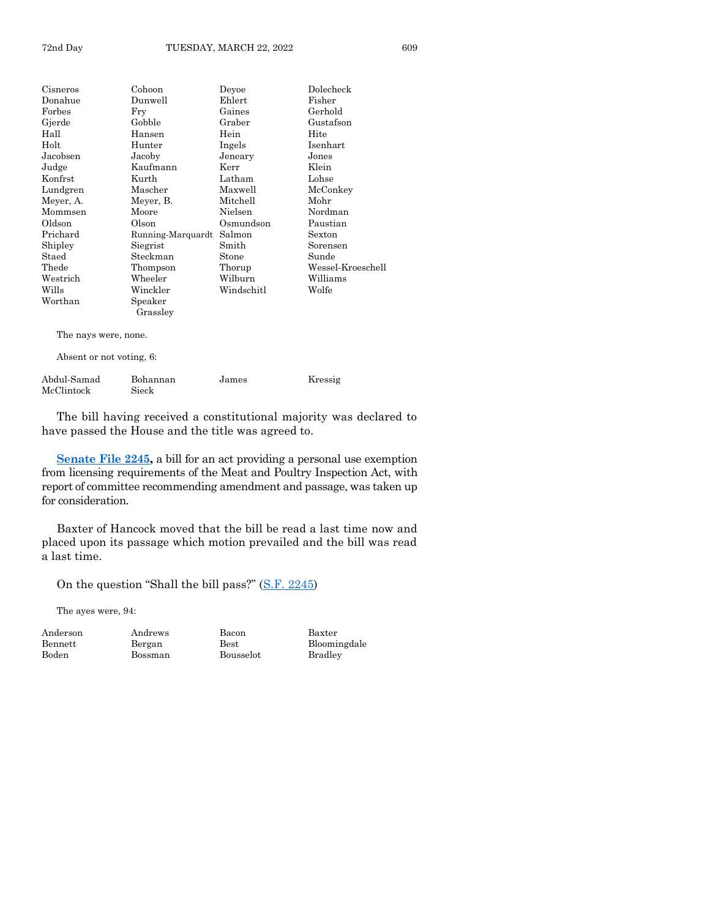| | | | |
|---|---|---|---|
| Cisneros | Cohoon | Deyoe | Dolecheck |
| Donahue | Dunwell | Ehlert | Fisher |
| Forbes | Fry | Gaines | Gerhold |
| Gjerde | Gobble | Graber | Gustafson |
| Hall | Hansen | Hein | Hite |
| Holt | Hunter | Ingels | Isenhart |
| Jacobsen | Jacoby | Jeneary | Jones |
| Judge | Kaufmann | Kerr | Klein |
| Konfrst | Kurth | Latham | Lohse |
| Lundgren | Mascher | Maxwell | McConkey |
| Meyer, A. | Meyer, B. | Mitchell | Mohr |
| Mommsen | Moore | Nielsen | Nordman |
| Oldson | Olson | Osmundson | Paustian |
| Prichard | Running-Marquardt | Salmon | Sexton |
| Shipley | Siegrist | Smith | Sorensen |
| Staed | Steckman | Stone | Sunde |
| Thede | Thompson | Thorup | Wessel-Kroeschell |
| Westrich | Wheeler | Wilburn | Williams |
| Wills | Winckler | Windschitl | Wolfe |
| Worthan | Speaker Grassley | | |

The nays were, none.

Absent or not voting, 6:

| | | | |
|---|---|---|---|
| Abdul-Samad | Bohannan | James | Kressig |
| McClintock | Sieck | | |

The bill having received a constitutional majority was declared to have passed the House and the title was agreed to.

**Senate File 2245,** a bill for an act providing a personal use exemption from licensing requirements of the Meat and Poultry Inspection Act, with report of committee recommending amendment and passage, was taken up for consideration.

Baxter of Hancock moved that the bill be read a last time now and placed upon its passage which motion prevailed and the bill was read a last time.

On the question "Shall the bill pass?" (S.F. 2245)

The ayes were, 94:

| | | | |
|---|---|---|---|
| Anderson | Andrews | Bacon | Baxter |
| Bennett | Bergan | Best | Bloomingdale |
| Boden | Bossman | Bousselot | Bradley |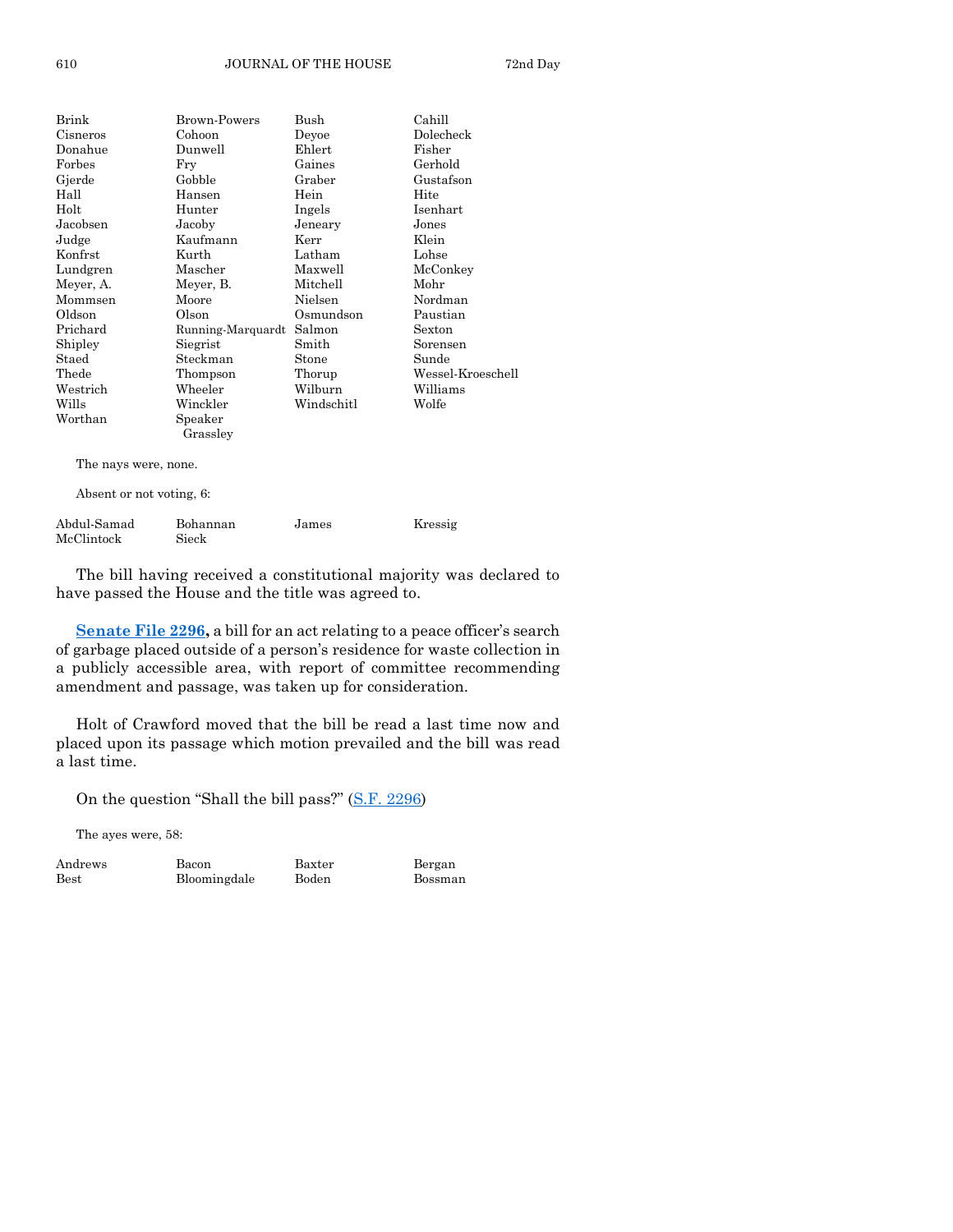| | | | |
|---|---|---|---|
| Brink | Brown-Powers | Bush | Cahill |
| Cisneros | Cohoon | Deyoe | Dolecheck |
| Donahue | Dunwell | Ehlert | Fisher |
| Forbes | Fry | Gaines | Gerhold |
| Gjerde | Gobble | Graber | Gustafson |
| Hall | Hansen | Hein | Hite |
| Holt | Hunter | Ingels | Isenhart |
| Jacobsen | Jacoby | Jeneary | Jones |
| Judge | Kaufmann | Kerr | Klein |
| Konfrst | Kurth | Latham | Lohse |
| Lundgren | Mascher | Maxwell | McConkey |
| Meyer, A. | Meyer, B. | Mitchell | Mohr |
| Mommsen | Moore | Nielsen | Nordman |
| Oldson | Olson | Osmundson | Paustian |
| Prichard | Running-Marquardt | Salmon | Sexton |
| Shipley | Siegrist | Smith | Sorensen |
| Staed | Steckman | Stone | Sunde |
| Thede | Thompson | Thorup | Wessel-Kroeschell |
| Westrich | Wheeler | Wilburn | Williams |
| Wills | Winckler | Windschitl | Wolfe |
| Worthan | Speaker Grassley | | |

The nays were, none.

Absent or not voting, 6:

| | | | |
|---|---|---|---|
| Abdul-Samad | Bohannan | James | Kressig |
| McClintock | Sieck | | |

The bill having received a constitutional majority was declared to have passed the House and the title was agreed to.

**Senate File 2296,** a bill for an act relating to a peace officer's search of garbage placed outside of a person's residence for waste collection in a publicly accessible area, with report of committee recommending amendment and passage, was taken up for consideration.

Holt of Crawford moved that the bill be read a last time now and placed upon its passage which motion prevailed and the bill was read a last time.

On the question "Shall the bill pass?" (S.F. 2296)

The ayes were, 58:

| | | | |
|---|---|---|---|
| Andrews | Bacon | Baxter | Bergan |
| Best | Bloomingdale | Boden | Bossman |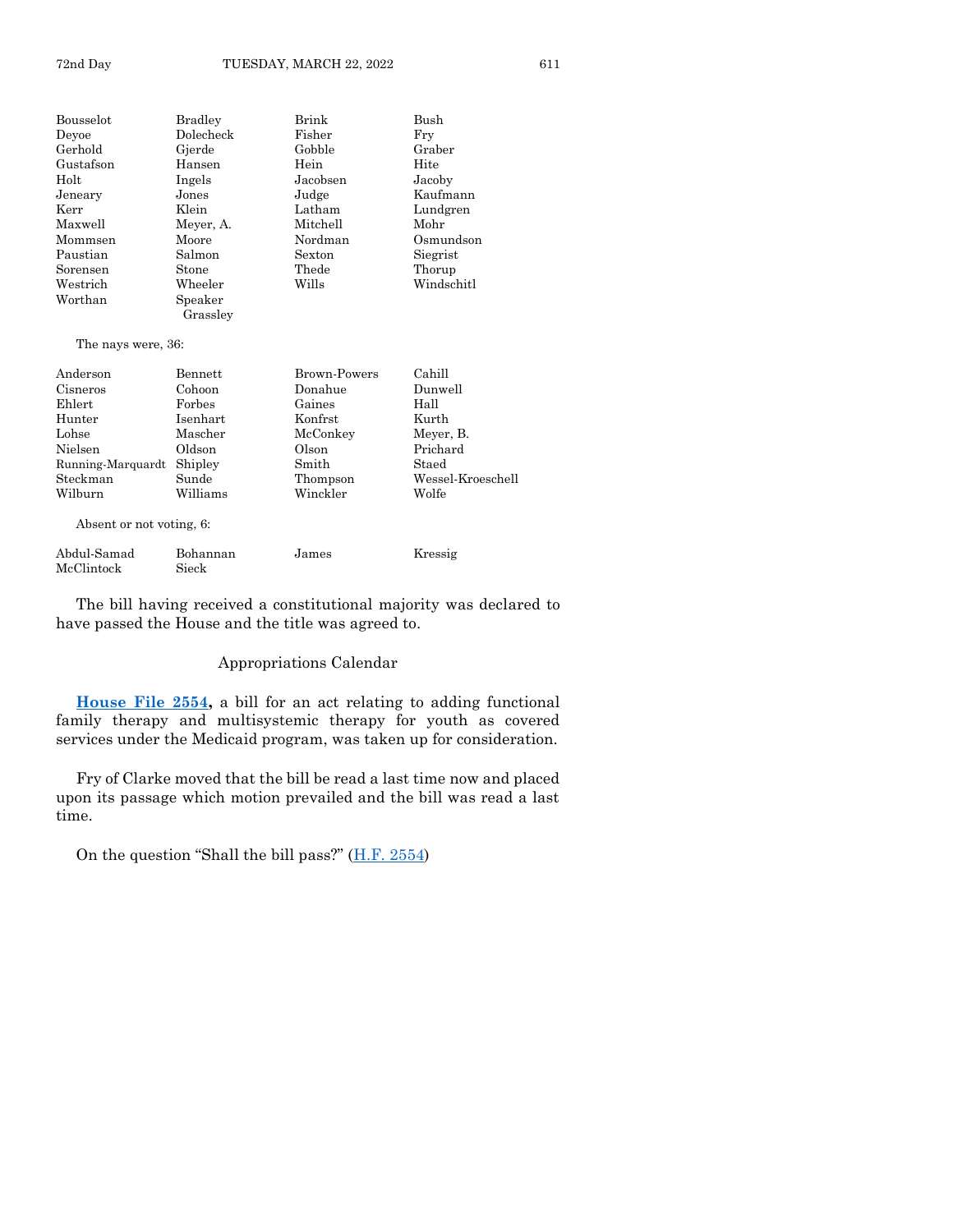| | | | |
|---|---|---|---|
| Bousselot | Bradley | Brink | Bush |
| Deyoe | Dolecheck | Fisher | Fry |
| Gerhold | Gjerde | Gobble | Graber |
| Gustafson | Hansen | Hein | Hite |
| Holt | Ingels | Jacobsen | Jacoby |
| Jeneary | Jones | Judge | Kaufmann |
| Kerr | Klein | Latham | Lundgren |
| Maxwell | Meyer, A. | Mitchell | Mohr |
| Mommsen | Moore | Nordman | Osmundson |
| Paustian | Salmon | Sexton | Siegrist |
| Sorensen | Stone | Thede | Thorup |
| Westrich | Wheeler | Wills | Windschitl |
| Worthan | Speaker Grassley | | |

The nays were, 36:

| | | | |
|---|---|---|---|
| Anderson | Bennett | Brown-Powers | Cahill |
| Cisneros | Cohoon | Donahue | Dunwell |
| Ehlert | Forbes | Gaines | Hall |
| Hunter | Isenhart | Konfrst | Kurth |
| Lohse | Mascher | McConkey | Meyer, B. |
| Nielsen | Oldson | Olson | Prichard |
| Running-Marquardt | Shipley | Smith | Staed |
| Steckman | Sunde | Thompson | Wessel-Kroeschell |
| Wilburn | Williams | Winckler | Wolfe |

Absent or not voting, 6:

| | | | |
|---|---|---|---|
| Abdul-Samad | Bohannan | James | Kressig |
| McClintock | Sieck | | |

The bill having received a constitutional majority was declared to have passed the House and the title was agreed to.

## Appropriations Calendar

**House File 2554,** a bill for an act relating to adding functional family therapy and multisystemic therapy for youth as covered services under the Medicaid program, was taken up for consideration.

Fry of Clarke moved that the bill be read a last time now and placed upon its passage which motion prevailed and the bill was read a last time.

On the question "Shall the bill pass?" (H.F. 2554)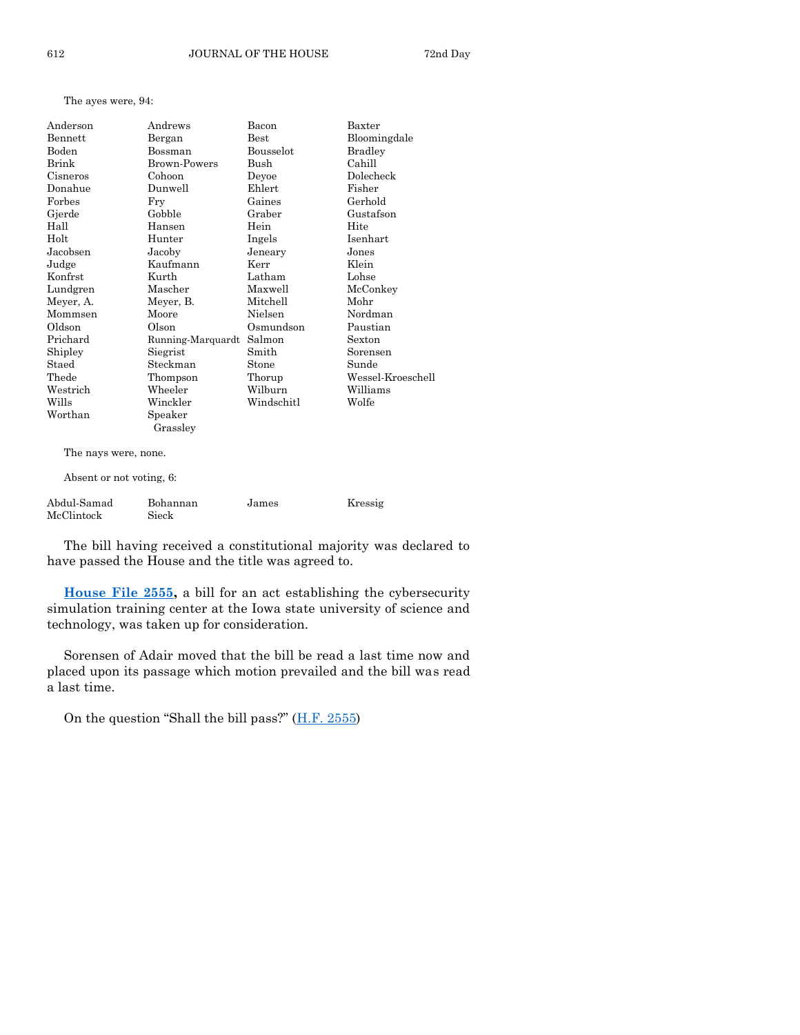The ayes were, 94:

| | | | |
|---|---|---|---|
| Anderson | Andrews | Bacon | Baxter |
| Bennett | Bergan | Best | Bloomingdale |
| Boden | Bossman | Bousselot | Bradley |
| Brink | Brown-Powers | Bush | Cahill |
| Cisneros | Cohoon | Deyoe | Dolecheck |
| Donahue | Dunwell | Ehlert | Fisher |
| Forbes | Fry | Gaines | Gerhold |
| Gjerde | Gobble | Graber | Gustafson |
| Hall | Hansen | Hein | Hite |
| Holt | Hunter | Ingels | Isenhart |
| Jacobsen | Jacoby | Jeneary | Jones |
| Judge | Kaufmann | Kerr | Klein |
| Konfrst | Kurth | Latham | Lohse |
| Lundgren | Mascher | Maxwell | McConkey |
| Meyer, A. | Meyer, B. | Mitchell | Mohr |
| Mommsen | Moore | Nielsen | Nordman |
| Oldson | Olson | Osmundson | Paustian |
| Prichard | Running-Marquardt | Salmon | Sexton |
| Shipley | Siegrist | Smith | Sorensen |
| Staed | Steckman | Stone | Sunde |
| Thede | Thompson | Thorup | Wessel-Kroeschell |
| Westrich | Wheeler | Wilburn | Williams |
| Wills | Winckler | Windschitl | Wolfe |
| Worthan | Speaker Grassley | | |

The nays were, none.

Absent or not voting, 6:

| | | | |
|---|---|---|---|
| Abdul-Samad | Bohannan | James | Kressig |
| McClintock | Sieck | | |

The bill having received a constitutional majority was declared to have passed the House and the title was agreed to.

**House File 2555,** a bill for an act establishing the cybersecurity simulation training center at the Iowa state university of science and technology, was taken up for consideration.

Sorensen of Adair moved that the bill be read a last time now and placed upon its passage which motion prevailed and the bill was read a last time.

On the question "Shall the bill pass?" (H.F. 2555)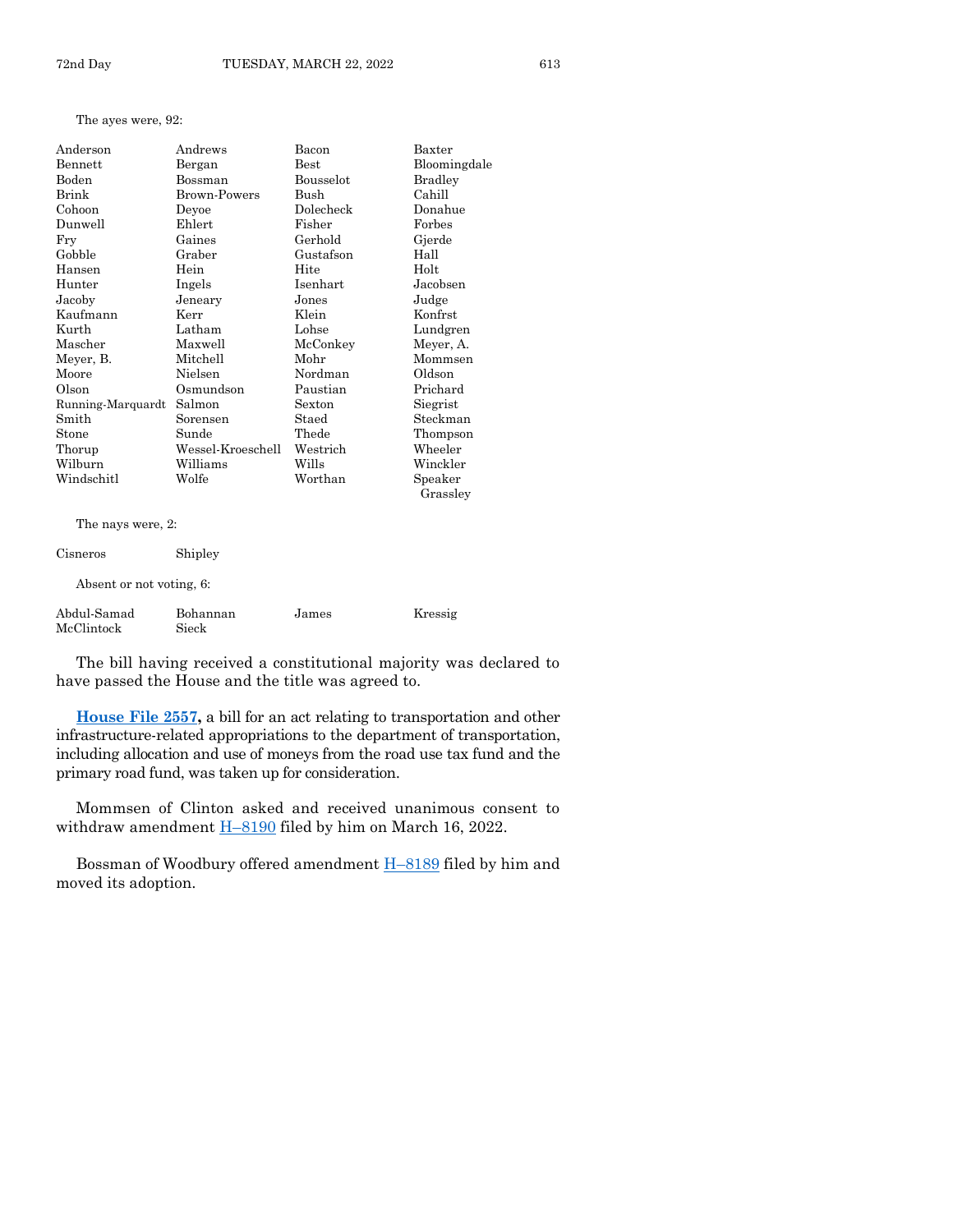The ayes were, 92:

| | | | |
|---|---|---|---|
| Anderson | Andrews | Bacon | Baxter |
| Bennett | Bergan | Best | Bloomingdale |
| Boden | Bossman | Bousselot | Bradley |
| Brink | Brown-Powers | Bush | Cahill |
| Cohoon | Deyoe | Dolecheck | Donahue |
| Dunwell | Ehlert | Fisher | Forbes |
| Fry | Gaines | Gerhold | Gjerde |
| Gobble | Graber | Gustafson | Hall |
| Hansen | Hein | Hite | Holt |
| Hunter | Ingels | Isenhart | Jacobsen |
| Jacoby | Jeneary | Jones | Judge |
| Kaufmann | Kerr | Klein | Konfrst |
| Kurth | Latham | Lohse | Lundgren |
| Mascher | Maxwell | McConkey | Meyer, A. |
| Meyer, B. | Mitchell | Mohr | Mommsen |
| Moore | Nielsen | Nordman | Oldson |
| Olson | Osmundson | Paustian | Prichard |
| Running-Marquardt | Salmon | Sexton | Siegrist |
| Smith | Sorensen | Staed | Steckman |
| Stone | Sunde | Thede | Thompson |
| Thorup | Wessel-Kroeschell | Westrich | Wheeler |
| Wilburn | Williams | Wills | Winckler |
| Windschitl | Wolfe | Worthan | Speaker Grassley |

The nays were, 2:

| | |
|---|---|
| Cisneros | Shipley |

Absent or not voting, 6:

| | | | |
|---|---|---|---|
| Abdul-Samad | Bohannan | James | Kressig |
| McClintock | Sieck | | |

The bill having received a constitutional majority was declared to have passed the House and the title was agreed to.

**House File 2557,** a bill for an act relating to transportation and other infrastructure-related appropriations to the department of transportation, including allocation and use of moneys from the road use tax fund and the primary road fund, was taken up for consideration.

Mommsen of Clinton asked and received unanimous consent to withdraw amendment H–8190 filed by him on March 16, 2022.

Bossman of Woodbury offered amendment H–8189 filed by him and moved its adoption.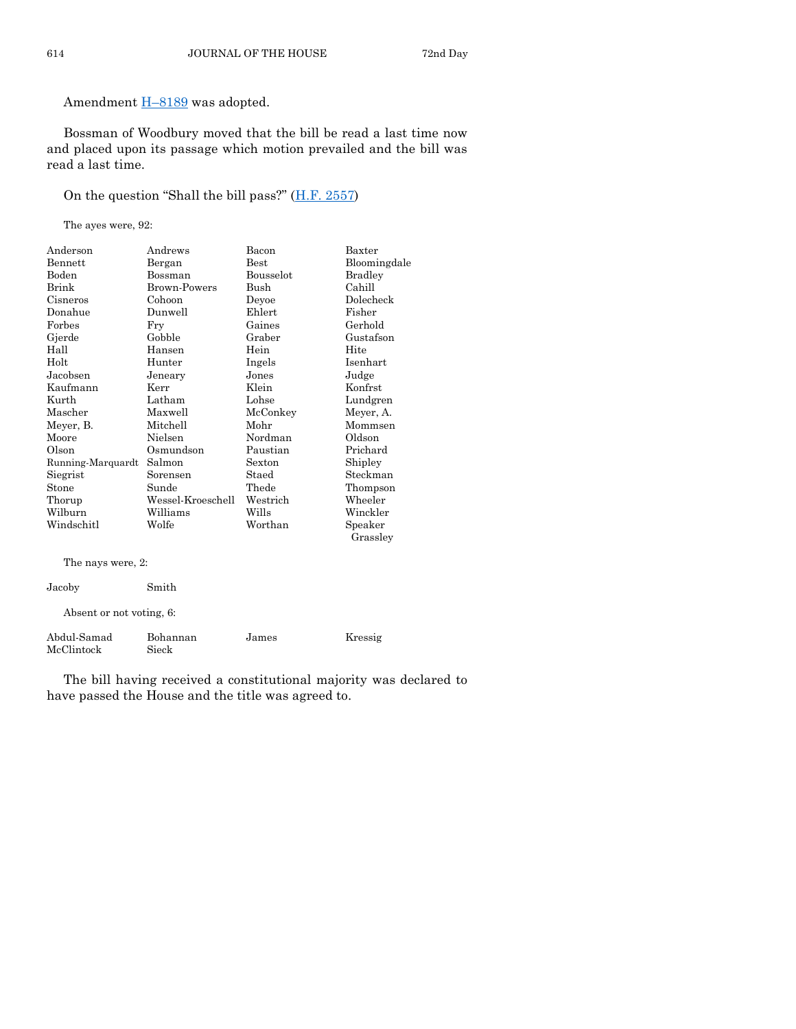Amendment H–8189 was adopted.

Bossman of Woodbury moved that the bill be read a last time now and placed upon its passage which motion prevailed and the bill was read a last time.

On the question "Shall the bill pass?" (H.F. 2557)

The ayes were, 92:

| | | | |
|---|---|---|---|
| Anderson | Andrews | Bacon | Baxter |
| Bennett | Bergan | Best | Bloomingdale |
| Boden | Bossman | Bousselot | Bradley |
| Brink | Brown-Powers | Bush | Cahill |
| Cisneros | Cohoon | Deyoe | Dolecheck |
| Donahue | Dunwell | Ehlert | Fisher |
| Forbes | Fry | Gaines | Gerhold |
| Gjerde | Gobble | Graber | Gustafson |
| Hall | Hansen | Hein | Hite |
| Holt | Hunter | Ingels | Isenhart |
| Jacobsen | Jeneary | Jones | Judge |
| Kaufmann | Kerr | Klein | Konfrst |
| Kurth | Latham | Lohse | Lundgren |
| Mascher | Maxwell | McConkey | Meyer, A. |
| Meyer, B. | Mitchell | Mohr | Mommsen |
| Moore | Nielsen | Nordman | Oldson |
| Olson | Osmundson | Paustian | Prichard |
| Running-Marquardt | Salmon | Sexton | Shipley |
| Siegrist | Sorensen | Staed | Steckman |
| Stone | Sunde | Thede | Thompson |
| Thorup | Wessel-Kroeschell | Westrich | Wheeler |
| Wilburn | Williams | Wills | Winckler |
| Windschitl | Wolfe | Worthan | Speaker Grassley |

The nays were, 2:

| | |
|---|---|
| Jacoby | Smith |

Absent or not voting, 6:

| | | | |
|---|---|---|---|
| Abdul-Samad | Bohannan | James | Kressig |
| McClintock | Sieck | | |

The bill having received a constitutional majority was declared to have passed the House and the title was agreed to.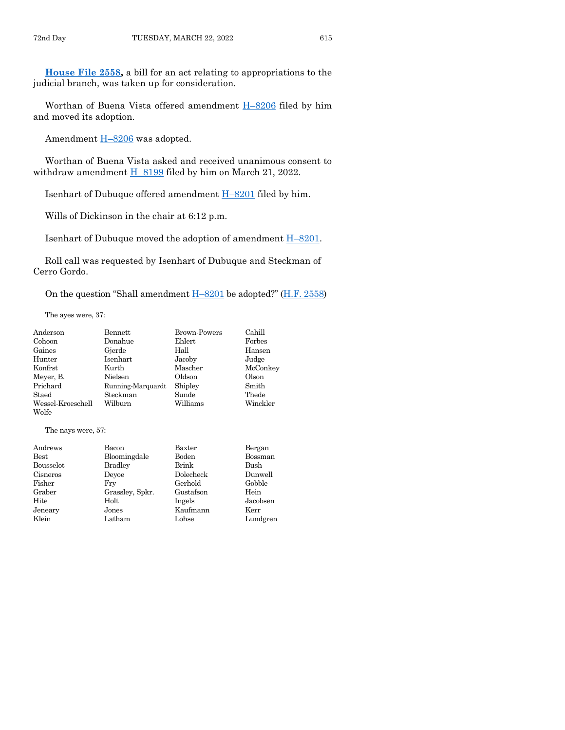**House File 2558,** a bill for an act relating to appropriations to the judicial branch, was taken up for consideration.

Worthan of Buena Vista offered amendment H–8206 filed by him and moved its adoption.

Amendment H–8206 was adopted.

Worthan of Buena Vista asked and received unanimous consent to withdraw amendment H–8199 filed by him on March 21, 2022.

Isenhart of Dubuque offered amendment H–8201 filed by him.

Wills of Dickinson in the chair at 6:12 p.m.

Isenhart of Dubuque moved the adoption of amendment H–8201.

Roll call was requested by Isenhart of Dubuque and Steckman of Cerro Gordo.

On the question "Shall amendment H–8201 be adopted?" (H.F. 2558)

The ayes were, 37:

| | | | |
|---|---|---|---|
| Anderson | Bennett | Brown-Powers | Cahill |
| Cohoon | Donahue | Ehlert | Forbes |
| Gaines | Gjerde | Hall | Hansen |
| Hunter | Isenhart | Jacoby | Judge |
| Konfrst | Kurth | Mascher | McConkey |
| Meyer, B. | Nielsen | Oldson | Olson |
| Prichard | Running-Marquardt | Shipley | Smith |
| Staed | Steckman | Sunde | Thede |
| Wessel-Kroeschell | Wilburn | Williams | Winckler |
| Wolfe | | | |

The nays were, 57:

| | | | |
|---|---|---|---|
| Andrews | Bacon | Baxter | Bergan |
| Best | Bloomingdale | Boden | Bossman |
| Bousselot | Bradley | Brink | Bush |
| Cisneros | Deyoe | Dolecheck | Dunwell |
| Fisher | Fry | Gerhold | Gobble |
| Graber | Grassley, Spkr. | Gustafson | Hein |
| Hite | Holt | Ingels | Jacobsen |
| Jeneary | Jones | Kaufmann | Kerr |
| Klein | Latham | Lohse | Lundgren |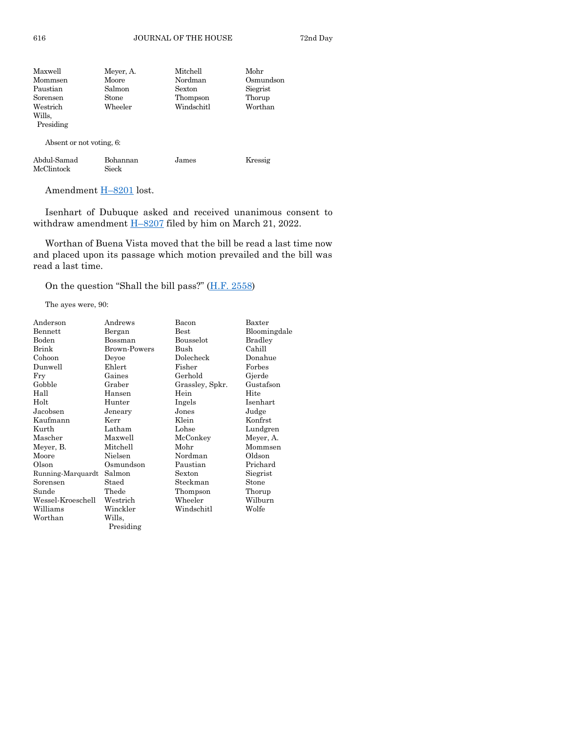| | | | |
|---|---|---|---|
| Maxwell | Meyer, A. | Mitchell | Mohr |
| Mommsen | Moore | Nordman | Osmundson |
| Paustian | Salmon | Sexton | Siegrist |
| Sorensen | Stone | Thompson | Thorup |
| Westrich | Wheeler | Windschitl | Worthan |
| Wills, Presiding | | | |

Absent or not voting, 6:

| | | | |
|---|---|---|---|
| Abdul-Samad | Bohannan | James | Kressig |
| McClintock | Sieck | | |

Amendment H–8201 lost.

Isenhart of Dubuque asked and received unanimous consent to withdraw amendment H–8207 filed by him on March 21, 2022.

Worthan of Buena Vista moved that the bill be read a last time now and placed upon its passage which motion prevailed and the bill was read a last time.

On the question "Shall the bill pass?" (H.F. 2558)

The ayes were, 90:

| | | | |
|---|---|---|---|
| Anderson | Andrews | Bacon | Baxter |
| Bennett | Bergan | Best | Bloomingdale |
| Boden | Bossman | Bousselot | Bradley |
| Brink | Brown-Powers | Bush | Cahill |
| Cohoon | Deyoe | Dolecheck | Donahue |
| Dunwell | Ehlert | Fisher | Forbes |
| Fry | Gaines | Gerhold | Gjerde |
| Gobble | Graber | Grassley, Spkr. | Gustafson |
| Hall | Hansen | Hein | Hite |
| Holt | Hunter | Ingels | Isenhart |
| Jacobsen | Jeneary | Jones | Judge |
| Kaufmann | Kerr | Klein | Konfrst |
| Kurth | Latham | Lohse | Lundgren |
| Mascher | Maxwell | McConkey | Meyer, A. |
| Meyer, B. | Mitchell | Mohr | Mommsen |
| Moore | Nielsen | Nordman | Oldson |
| Olson | Osmundson | Paustian | Prichard |
| Running-Marquardt | Salmon | Sexton | Siegrist |
| Sorensen | Staed | Steckman | Stone |
| Sunde | Thede | Thompson | Thorup |
| Wessel-Kroeschell | Westrich | Wheeler | Wilburn |
| Williams | Winckler | Windschitl | Wolfe |
| Worthan | Wills, Presiding | | |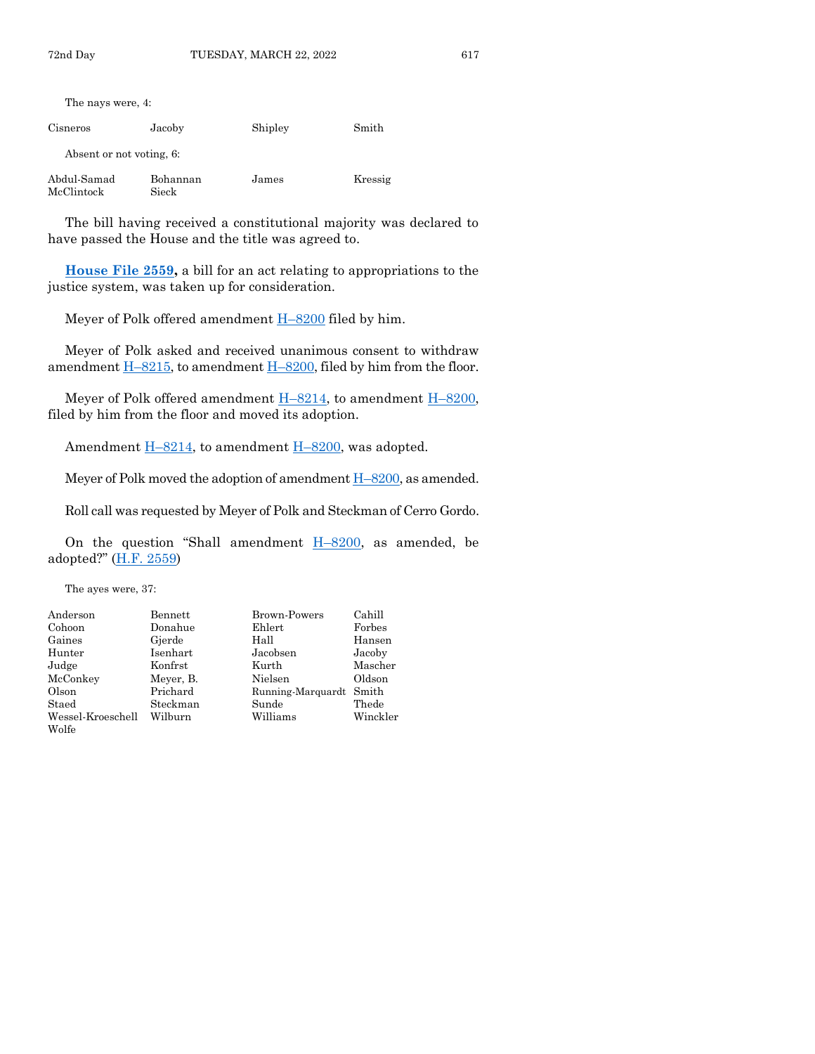The nays were, 4:

| | | | |
|---|---|---|---|
| Cisneros | Jacoby | Shipley | Smith |

Absent or not voting, 6:

| | | | |
|---|---|---|---|
| Abdul-Samad | Bohannan | James | Kressig |
| McClintock | Sieck | | |

The bill having received a constitutional majority was declared to have passed the House and the title was agreed to.

**House File 2559,** a bill for an act relating to appropriations to the justice system, was taken up for consideration.

Meyer of Polk offered amendment H–8200 filed by him.

Meyer of Polk asked and received unanimous consent to withdraw amendment H–8215, to amendment H–8200, filed by him from the floor.

Meyer of Polk offered amendment H–8214, to amendment H–8200, filed by him from the floor and moved its adoption.

Amendment H–8214, to amendment H–8200, was adopted.

Meyer of Polk moved the adoption of amendment H–8200, as amended.

Roll call was requested by Meyer of Polk and Steckman of Cerro Gordo.

On the question "Shall amendment H–8200, as amended, be adopted?" (H.F. 2559)

The ayes were, 37:

| | | | |
|---|---|---|---|
| Anderson | Bennett | Brown-Powers | Cahill |
| Cohoon | Donahue | Ehlert | Forbes |
| Gaines | Gjerde | Hall | Hansen |
| Hunter | Isenhart | Jacobsen | Jacoby |
| Judge | Konfrst | Kurth | Mascher |
| McConkey | Meyer, B. | Nielsen | Oldson |
| Olson | Prichard | Running-Marquardt | Smith |
| Staed | Steckman | Sunde | Thede |
| Wessel-Kroeschell | Wilburn | Williams | Winckler |
| Wolfe | | | |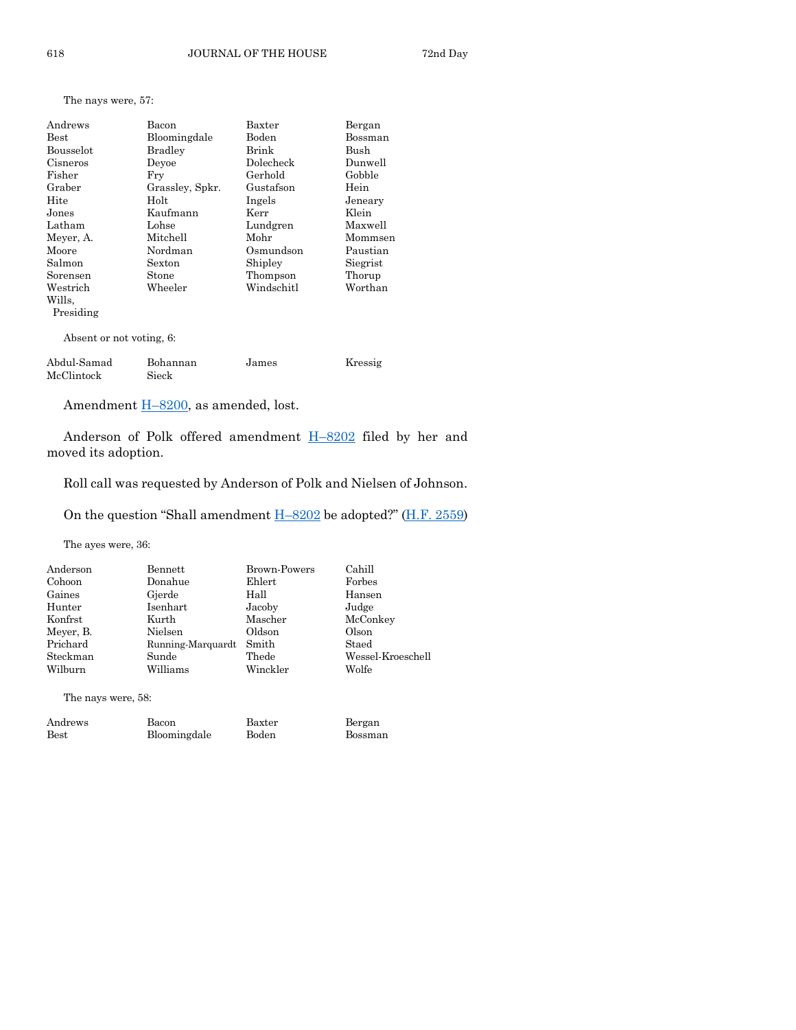The nays were, 57:

| | | | |
|---|---|---|---|
| Andrews | Bacon | Baxter | Bergan |
| Best | Bloomingdale | Boden | Bossman |
| Bousselot | Bradley | Brink | Bush |
| Cisneros | Deyoe | Dolecheck | Dunwell |
| Fisher | Fry | Gerhold | Gobble |
| Graber | Grassley, Spkr. | Gustafson | Hein |
| Hite | Holt | Ingels | Jeneary |
| Jones | Kaufmann | Kerr | Klein |
| Latham | Lohse | Lundgren | Maxwell |
| Meyer, A. | Mitchell | Mohr | Mommsen |
| Moore | Nordman | Osmundson | Paustian |
| Salmon | Sexton | Shipley | Siegrist |
| Sorensen | Stone | Thompson | Thorup |
| Westrich | Wheeler | Windschitl | Worthan |
| Wills, Presiding | | | |

Absent or not voting, 6:

| | | | |
|---|---|---|---|
| Abdul-Samad | Bohannan | James | Kressig |
| McClintock | Sieck | | |

Amendment H–8200, as amended, lost.

Anderson of Polk offered amendment H–8202 filed by her and moved its adoption.

Roll call was requested by Anderson of Polk and Nielsen of Johnson.

On the question "Shall amendment H–8202 be adopted?" (H.F. 2559)

The ayes were, 36:

| | | | |
|---|---|---|---|
| Anderson | Bennett | Brown-Powers | Cahill |
| Cohoon | Donahue | Ehlert | Forbes |
| Gaines | Gjerde | Hall | Hansen |
| Hunter | Isenhart | Jacoby | Judge |
| Konfrst | Kurth | Mascher | McConkey |
| Meyer, B. | Nielsen | Oldson | Olson |
| Prichard | Running-Marquardt | Smith | Staed |
| Steckman | Sunde | Thede | Wessel-Kroeschell |
| Wilburn | Williams | Winckler | Wolfe |

The nays were, 58:

| | | | |
|---|---|---|---|
| Andrews | Bacon | Baxter | Bergan |
| Best | Bloomingdale | Boden | Bossman |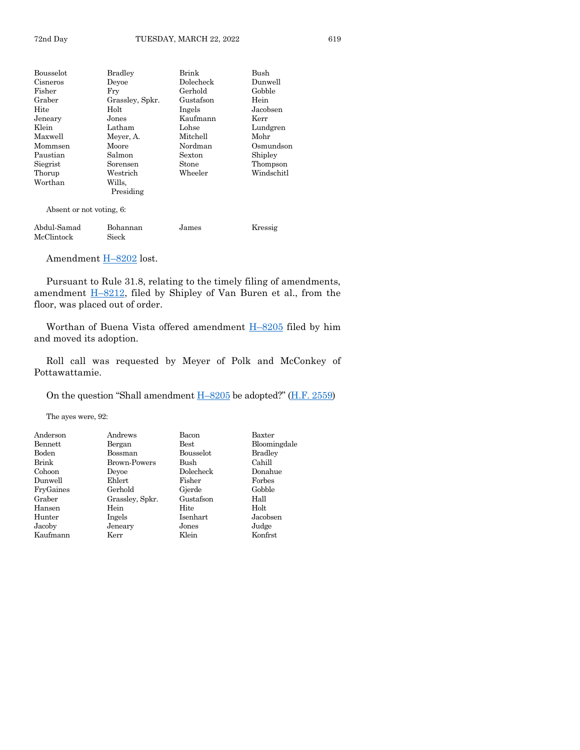| | | | |
|---|---|---|---|
| Bousselot | Bradley | Brink | Bush |
| Cisneros | Deyoe | Dolecheck | Dunwell |
| Fisher | Fry | Gerhold | Gobble |
| Graber | Grassley, Spkr. | Gustafson | Hein |
| Hite | Holt | Ingels | Jacobsen |
| Jeneary | Jones | Kaufmann | Kerr |
| Klein | Latham | Lohse | Lundgren |
| Maxwell | Meyer, A. | Mitchell | Mohr |
| Mommsen | Moore | Nordman | Osmundson |
| Paustian | Salmon | Sexton | Shipley |
| Siegrist | Sorensen | Stone | Thompson |
| Thorup | Westrich | Wheeler | Windschitl |
| Worthan | Wills, Presiding | | |

Absent or not voting, 6:

| | | | |
|---|---|---|---|
| Abdul-Samad | Bohannan | James | Kressig |
| McClintock | Sieck | | |

Amendment H–8202 lost.

Pursuant to Rule 31.8, relating to the timely filing of amendments, amendment H–8212, filed by Shipley of Van Buren et al., from the floor, was placed out of order.

Worthan of Buena Vista offered amendment H–8205 filed by him and moved its adoption.

Roll call was requested by Meyer of Polk and McConkey of Pottawattamie.

On the question "Shall amendment H–8205 be adopted?" (H.F. 2559)

The ayes were, 92:

| | | | |
|---|---|---|---|
| Anderson | Andrews | Bacon | Baxter |
| Bennett | Bergan | Best | Bloomingdale |
| Boden | Bossman | Bousselot | Bradley |
| Brink | Brown-Powers | Bush | Cahill |
| Cohoon | Deyoe | Dolecheck | Donahue |
| Dunwell | Ehlert | Fisher | Forbes |
| FryGaines | Gerhold | Gjerde | Gobble |
| Graber | Grassley, Spkr. | Gustafson | Hall |
| Hansen | Hein | Hite | Holt |
| Hunter | Ingels | Isenhart | Jacobsen |
| Jacoby | Jeneary | Jones | Judge |
| Kaufmann | Kerr | Klein | Konfrst |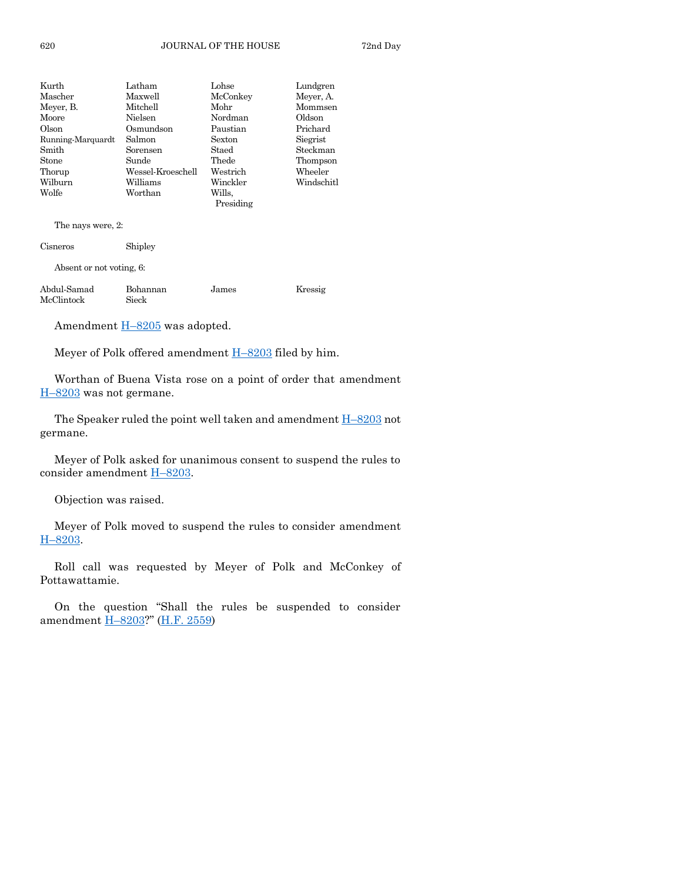| | | | |
|---|---|---|---|
| Kurth | Latham | Lohse | Lundgren |
| Mascher | Maxwell | McConkey | Meyer, A. |
| Meyer, B. | Mitchell | Mohr | Mommsen |
| Moore | Nielsen | Nordman | Oldson |
| Olson | Osmundson | Paustian | Prichard |
| Running-Marquardt | Salmon | Sexton | Siegrist |
| Smith | Sorensen | Staed | Steckman |
| Stone | Sunde | Thede | Thompson |
| Thorup | Wessel-Kroeschell | Westrich | Wheeler |
| Wilburn | Williams | Winckler | Windschitl |
| Wolfe | Worthan | Wills, Presiding | |

The nays were, 2:

| | |
|---|---|
| Cisneros | Shipley |

Absent or not voting, 6:

| | | | |
|---|---|---|---|
| Abdul-Samad | Bohannan | James | Kressig |
| McClintock | Sieck | | |

Amendment H–8205 was adopted.

Meyer of Polk offered amendment H–8203 filed by him.

Worthan of Buena Vista rose on a point of order that amendment H–8203 was not germane.

The Speaker ruled the point well taken and amendment H–8203 not germane.

Meyer of Polk asked for unanimous consent to suspend the rules to consider amendment H–8203.

Objection was raised.

Meyer of Polk moved to suspend the rules to consider amendment H–8203.

Roll call was requested by Meyer of Polk and McConkey of Pottawattamie.

On the question "Shall the rules be suspended to consider amendment H–8203?" (H.F. 2559)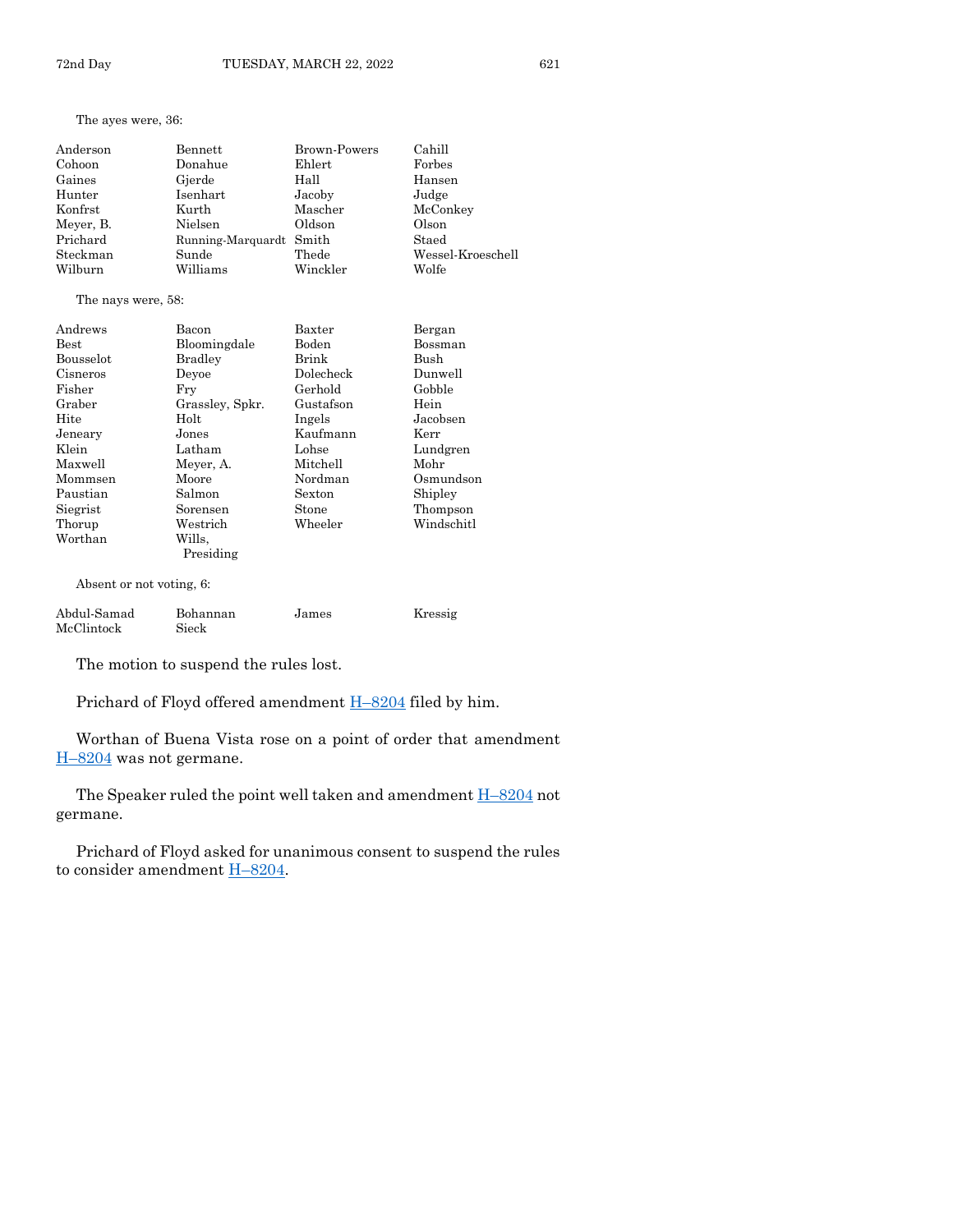The ayes were, 36:

| | | | |
|---|---|---|---|
| Anderson | Bennett | Brown-Powers | Cahill |
| Cohoon | Donahue | Ehlert | Forbes |
| Gaines | Gjerde | Hall | Hansen |
| Hunter | Isenhart | Jacoby | Judge |
| Konfrst | Kurth | Mascher | McConkey |
| Meyer, B. | Nielsen | Oldson | Olson |
| Prichard | Running-Marquardt | Smith | Staed |
| Steckman | Sunde | Thede | Wessel-Kroeschell |
| Wilburn | Williams | Winckler | Wolfe |

The nays were, 58:

| | | | |
|---|---|---|---|
| Andrews | Bacon | Baxter | Bergan |
| Best | Bloomingdale | Boden | Bossman |
| Bousselot | Bradley | Brink | Bush |
| Cisneros | Deyoe | Dolecheck | Dunwell |
| Fisher | Fry | Gerhold | Gobble |
| Graber | Grassley, Spkr. | Gustafson | Hein |
| Hite | Holt | Ingels | Jacobsen |
| Jeneary | Jones | Kaufmann | Kerr |
| Klein | Latham | Lohse | Lundgren |
| Maxwell | Meyer, A. | Mitchell | Mohr |
| Mommsen | Moore | Nordman | Osmundson |
| Paustian | Salmon | Sexton | Shipley |
| Siegrist | Sorensen | Stone | Thompson |
| Thorup | Westrich | Wheeler | Windschitl |
| Worthan | Wills, Presiding | | |

Absent or not voting, 6:

| | | | |
|---|---|---|---|
| Abdul-Samad | Bohannan | James | Kressig |
| McClintock | Sieck | | |

The motion to suspend the rules lost.

Prichard of Floyd offered amendment H–8204 filed by him.

Worthan of Buena Vista rose on a point of order that amendment H–8204 was not germane.

The Speaker ruled the point well taken and amendment H–8204 not germane.

Prichard of Floyd asked for unanimous consent to suspend the rules to consider amendment H–8204.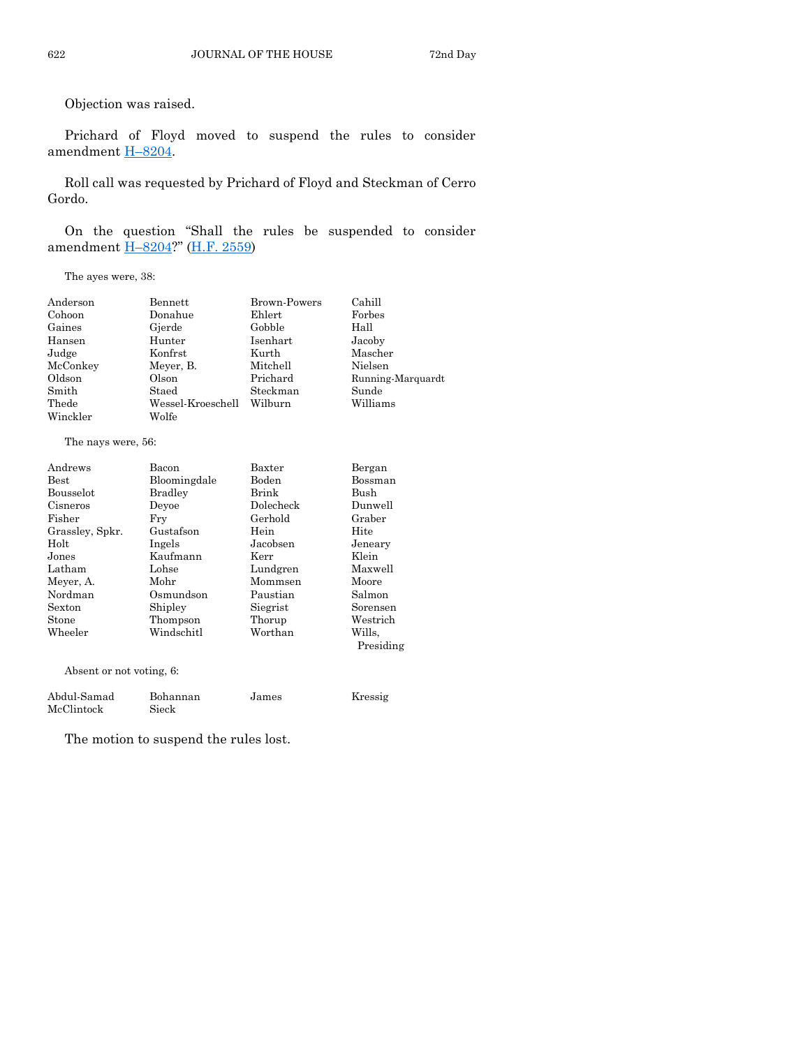Objection was raised.

Prichard of Floyd moved to suspend the rules to consider amendment H–8204.

Roll call was requested by Prichard of Floyd and Steckman of Cerro Gordo.

On the question "Shall the rules be suspended to consider amendment H–8204?" (H.F. 2559)

The ayes were, 38:

| | | | |
|---|---|---|---|
| Anderson | Bennett | Brown-Powers | Cahill |
| Cohoon | Donahue | Ehlert | Forbes |
| Gaines | Gjerde | Gobble | Hall |
| Hansen | Hunter | Isenhart | Jacoby |
| Judge | Konfrst | Kurth | Mascher |
| McConkey | Meyer, B. | Mitchell | Nielsen |
| Oldson | Olson | Prichard | Running-Marquardt |
| Smith | Staed | Steckman | Sunde |
| Thede | Wessel-Kroeschell | Wilburn | Williams |
| Winckler | Wolfe | | |

The nays were, 56:

| | | | |
|---|---|---|---|
| Andrews | Bacon | Baxter | Bergan |
| Best | Bloomingdale | Boden | Bossman |
| Bousselot | Bradley | Brink | Bush |
| Cisneros | Deyoe | Dolecheck | Dunwell |
| Fisher | Fry | Gerhold | Graber |
| Grassley, Spkr. | Gustafson | Hein | Hite |
| Holt | Ingels | Jacobsen | Jeneary |
| Jones | Kaufmann | Kerr | Klein |
| Latham | Lohse | Lundgren | Maxwell |
| Meyer, A. | Mohr | Mommsen | Moore |
| Nordman | Osmundson | Paustian | Salmon |
| Sexton | Shipley | Siegrist | Sorensen |
| Stone | Thompson | Thorup | Westrich |
| Wheeler | Windschitl | Worthan | Wills, Presiding |

Absent or not voting, 6:

| | | | |
|---|---|---|---|
| Abdul-Samad | Bohannan | James | Kressig |
| McClintock | Sieck | | |

The motion to suspend the rules lost.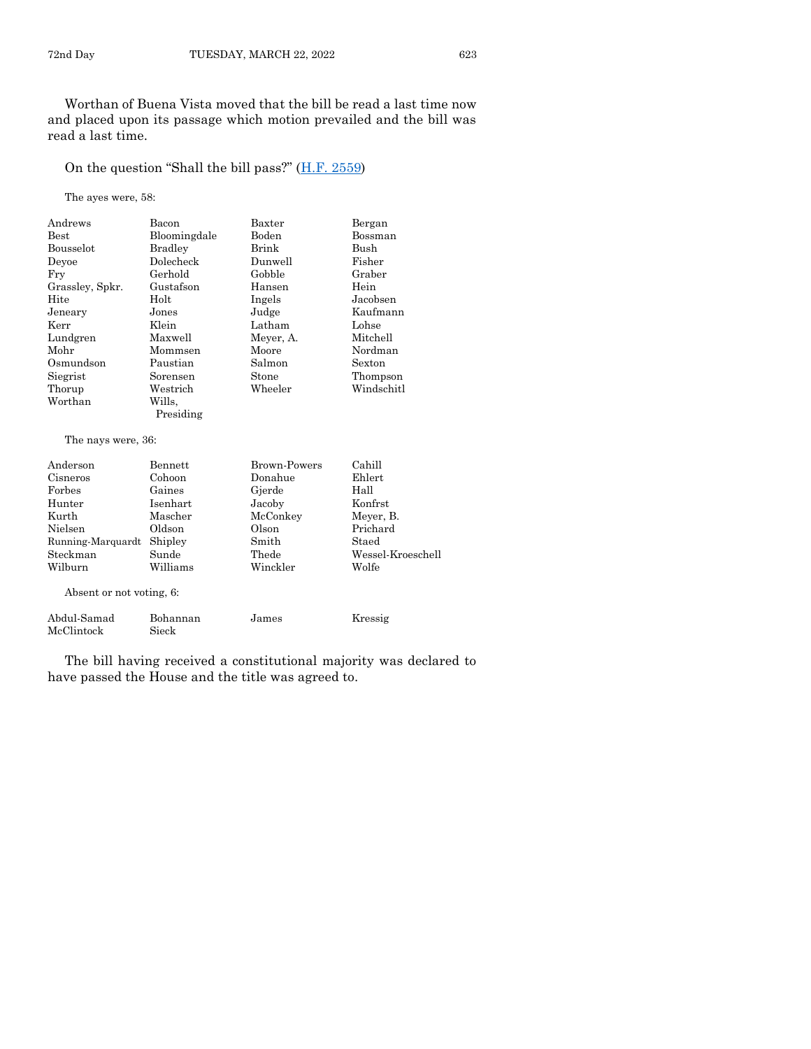Worthan of Buena Vista moved that the bill be read a last time now and placed upon its passage which motion prevailed and the bill was read a last time.

On the question "Shall the bill pass?" (H.F. 2559)

The ayes were, 58:

| | | | |
|---|---|---|---|
| Andrews | Bacon | Baxter | Bergan |
| Best | Bloomingdale | Boden | Bossman |
| Bousselot | Bradley | Brink | Bush |
| Deyoe | Dolecheck | Dunwell | Fisher |
| Fry | Gerhold | Gobble | Graber |
| Grassley, Spkr. | Gustafson | Hansen | Hein |
| Hite | Holt | Ingels | Jacobsen |
| Jeneary | Jones | Judge | Kaufmann |
| Kerr | Klein | Latham | Lohse |
| Lundgren | Maxwell | Meyer, A. | Mitchell |
| Mohr | Mommsen | Moore | Nordman |
| Osmundson | Paustian | Salmon | Sexton |
| Siegrist | Sorensen | Stone | Thompson |
| Thorup | Westrich | Wheeler | Windschitl |
| Worthan | Wills, Presiding | | |

The nays were, 36:

| | | | |
|---|---|---|---|
| Anderson | Bennett | Brown-Powers | Cahill |
| Cisneros | Cohoon | Donahue | Ehlert |
| Forbes | Gaines | Gjerde | Hall |
| Hunter | Isenhart | Jacoby | Konfrst |
| Kurth | Mascher | McConkey | Meyer, B. |
| Nielsen | Oldson | Olson | Prichard |
| Running-Marquardt | Shipley | Smith | Staed |
| Steckman | Sunde | Thede | Wessel-Kroeschell |
| Wilburn | Williams | Winckler | Wolfe |

Absent or not voting, 6:

| | | | |
|---|---|---|---|
| Abdul-Samad | Bohannan | James | Kressig |
| McClintock | Sieck | | |

The bill having received a constitutional majority was declared to have passed the House and the title was agreed to.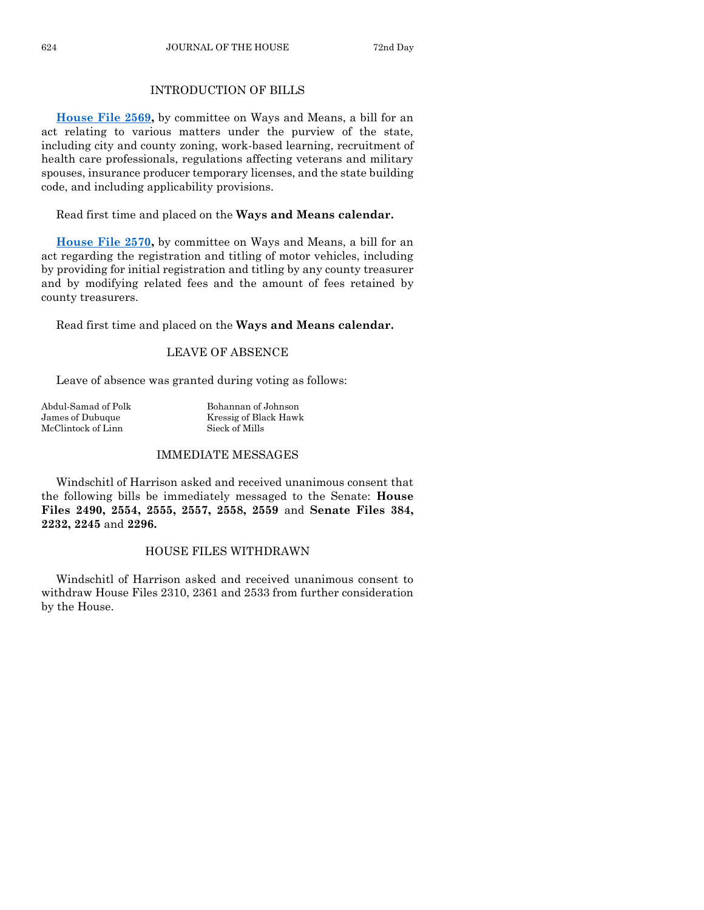## INTRODUCTION OF BILLS

**House File 2569,** by committee on Ways and Means, a bill for an act relating to various matters under the purview of the state, including city and county zoning, work-based learning, recruitment of health care professionals, regulations affecting veterans and military spouses, insurance producer temporary licenses, and the state building code, and including applicability provisions.

Read first time and placed on the **Ways and Means calendar.**

**House File 2570,** by committee on Ways and Means, a bill for an act regarding the registration and titling of motor vehicles, including by providing for initial registration and titling by any county treasurer and by modifying related fees and the amount of fees retained by county treasurers.

Read first time and placed on the **Ways and Means calendar.**

## LEAVE OF ABSENCE

Leave of absence was granted during voting as follows:

Abdul-Samad of Polk
Bohannan of Johnson
James of Dubuque
Kressig of Black Hawk
McClintock of Linn
Sieck of Mills

## IMMEDIATE MESSAGES

Windschitl of Harrison asked and received unanimous consent that the following bills be immediately messaged to the Senate: **House Files 2490, 2554, 2555, 2557, 2558, 2559** and **Senate Files 384, 2232, 2245** and **2296.**

## HOUSE FILES WITHDRAWN

Windschitl of Harrison asked and received unanimous consent to withdraw House Files 2310, 2361 and 2533 from further consideration by the House.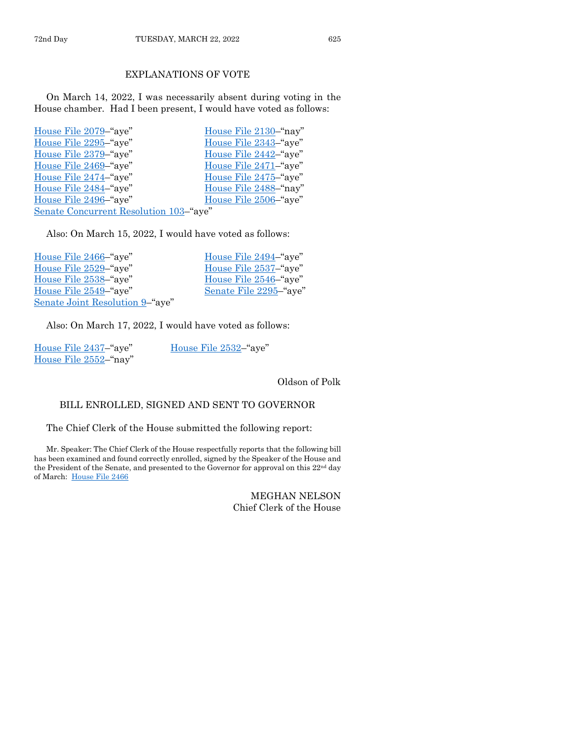## EXPLANATIONS OF VOTE

On March 14, 2022, I was necessarily absent during voting in the House chamber. Had I been present, I would have voted as follows:

House File 2079–"aye"
House File 2130–"nay"
House File 2295–"aye"
House File 2343–"aye"
House File 2379–"aye"
House File 2442–"aye"
House File 2469–"aye"
House File 2471–"aye"
House File 2474–"aye"
House File 2475–"aye"
House File 2484–"aye"
House File 2488–"nay"
House File 2496–"aye"
House File 2506–"aye"
Senate Concurrent Resolution 103–"aye"

Also: On March 15, 2022, I would have voted as follows:

House File 2466–"aye"
House File 2494–"aye"
House File 2529–"aye"
House File 2537–"aye"
House File 2538–"aye"
House File 2546–"aye"
House File 2549–"aye"
Senate File 2295–"aye"
Senate Joint Resolution 9–"aye"

Also: On March 17, 2022, I would have voted as follows:

House File 2437–"aye"
House File 2532–"aye"
House File 2552–"nay"

Oldson of Polk

## BILL ENROLLED, SIGNED AND SENT TO GOVERNOR

The Chief Clerk of the House submitted the following report:

Mr. Speaker: The Chief Clerk of the House respectfully reports that the following bill has been examined and found correctly enrolled, signed by the Speaker of the House and the President of the Senate, and presented to the Governor for approval on this 22nd day of March: House File 2466

MEGHAN NELSON
Chief Clerk of the House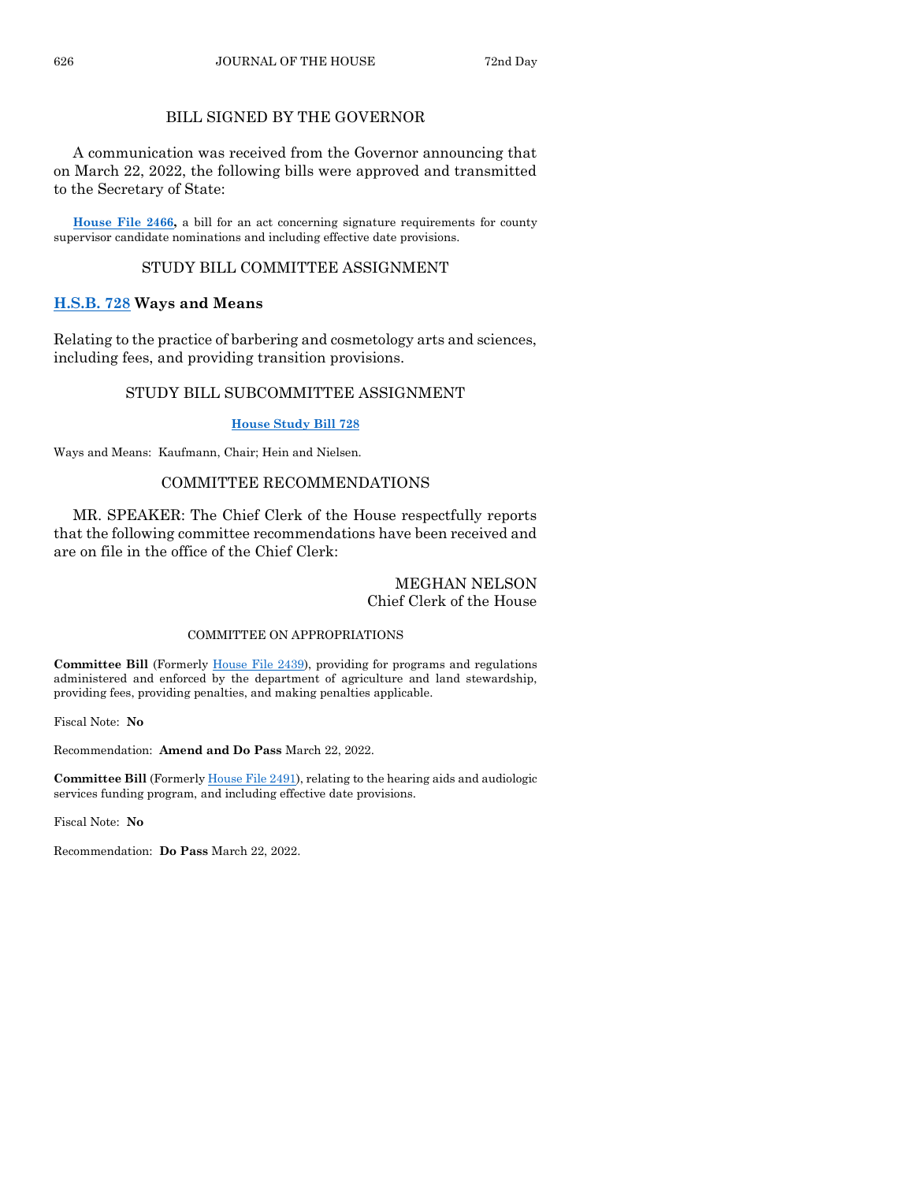## BILL SIGNED BY THE GOVERNOR

A communication was received from the Governor announcing that on March 22, 2022, the following bills were approved and transmitted to the Secretary of State:

**House File 2466,** a bill for an act concerning signature requirements for county supervisor candidate nominations and including effective date provisions.

## STUDY BILL COMMITTEE ASSIGNMENT

**H.S.B. 728 Ways and Means**

Relating to the practice of barbering and cosmetology arts and sciences, including fees, and providing transition provisions.

## STUDY BILL SUBCOMMITTEE ASSIGNMENT

**House Study Bill 728**

Ways and Means: Kaufmann, Chair; Hein and Nielsen.

## COMMITTEE RECOMMENDATIONS

MR. SPEAKER: The Chief Clerk of the House respectfully reports that the following committee recommendations have been received and are on file in the office of the Chief Clerk:

MEGHAN NELSON
Chief Clerk of the House

### COMMITTEE ON APPROPRIATIONS

**Committee Bill** (Formerly House File 2439), providing for programs and regulations administered and enforced by the department of agriculture and land stewardship, providing fees, providing penalties, and making penalties applicable.

Fiscal Note: **No**

Recommendation: **Amend and Do Pass** March 22, 2022.

**Committee Bill** (Formerly House File 2491), relating to the hearing aids and audiologic services funding program, and including effective date provisions.

Fiscal Note: **No**

Recommendation: **Do Pass** March 22, 2022.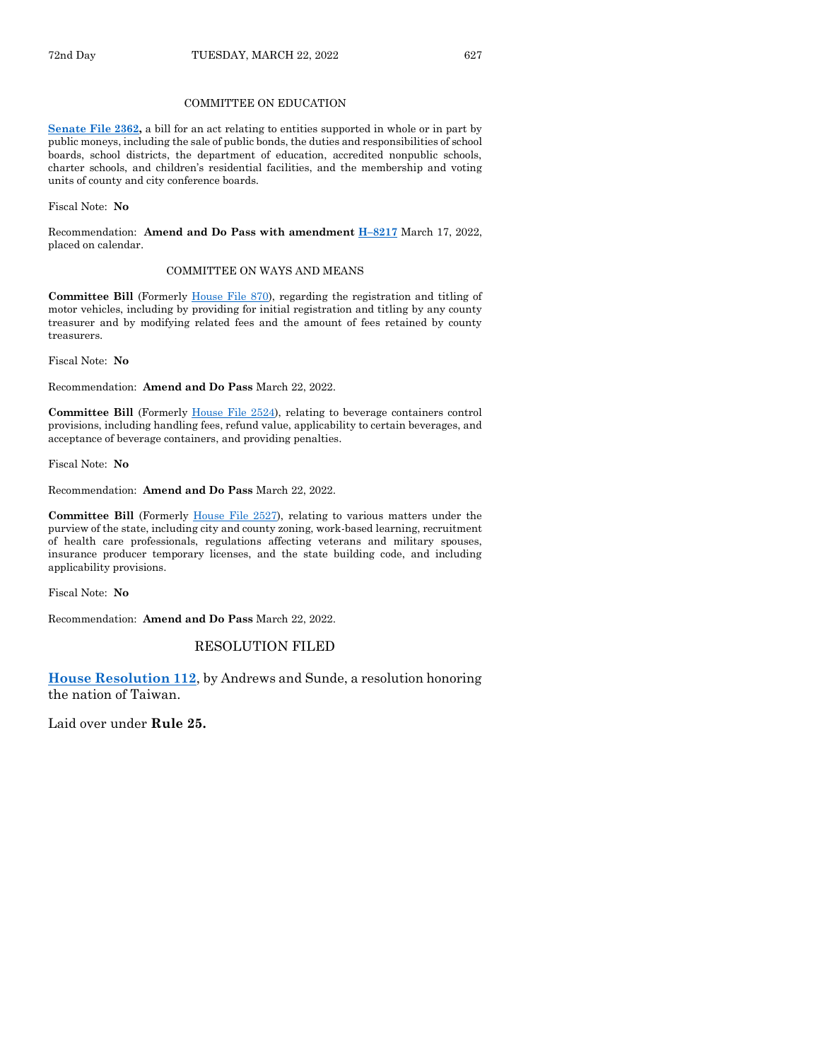COMMITTEE ON EDUCATION

**Senate File 2362,** a bill for an act relating to entities supported in whole or in part by public moneys, including the sale of public bonds, the duties and responsibilities of school boards, school districts, the department of education, accredited nonpublic schools, charter schools, and children's residential facilities, and the membership and voting units of county and city conference boards.

Fiscal Note: **No**

Recommendation: **Amend and Do Pass with amendment H–8217** March 17, 2022, placed on calendar.

COMMITTEE ON WAYS AND MEANS

**Committee Bill** (Formerly House File 870), regarding the registration and titling of motor vehicles, including by providing for initial registration and titling by any county treasurer and by modifying related fees and the amount of fees retained by county treasurers.

Fiscal Note: **No**

Recommendation: **Amend and Do Pass** March 22, 2022.

**Committee Bill** (Formerly House File 2524), relating to beverage containers control provisions, including handling fees, refund value, applicability to certain beverages, and acceptance of beverage containers, and providing penalties.

Fiscal Note: **No**

Recommendation: **Amend and Do Pass** March 22, 2022.

**Committee Bill** (Formerly House File 2527), relating to various matters under the purview of the state, including city and county zoning, work-based learning, recruitment of health care professionals, regulations affecting veterans and military spouses, insurance producer temporary licenses, and the state building code, and including applicability provisions.

Fiscal Note: **No**

Recommendation: **Amend and Do Pass** March 22, 2022.

## RESOLUTION FILED

**House Resolution 112**, by Andrews and Sunde, a resolution honoring the nation of Taiwan.

Laid over under **Rule 25.**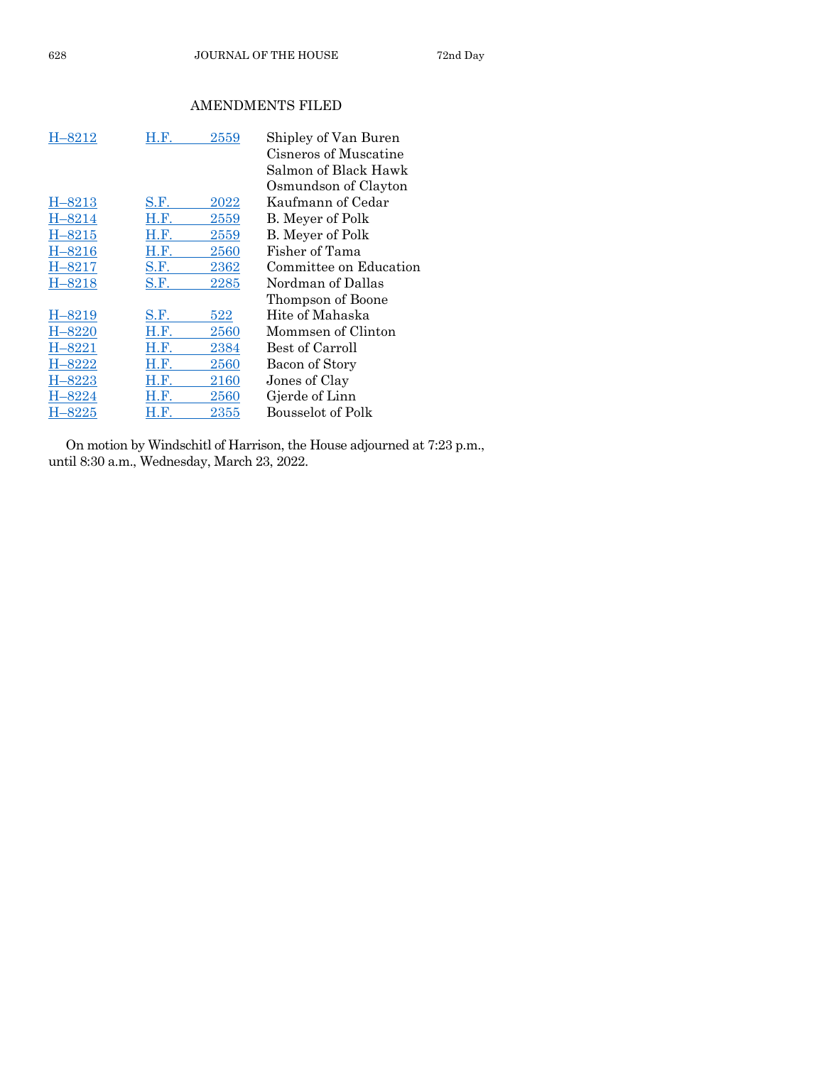## AMENDMENTS FILED

| | | | |
|---|---|---|---|
| H–8212 | H.F. | 2559 | Shipley of Van Buren<br>Cisneros of Muscatine<br>Salmon of Black Hawk<br>Osmundson of Clayton |
| H–8213 | S.F. | 2022 | Kaufmann of Cedar |
| H–8214 | H.F. | 2559 | B. Meyer of Polk |
| H–8215 | H.F. | 2559 | B. Meyer of Polk |
| H–8216 | H.F. | 2560 | Fisher of Tama |
| H–8217 | S.F. | 2362 | Committee on Education |
| H–8218 | S.F. | 2285 | Nordman of Dallas<br>Thompson of Boone |
| H–8219 | S.F. | 522 | Hite of Mahaska |
| H–8220 | H.F. | 2560 | Mommsen of Clinton |
| H–8221 | H.F. | 2384 | Best of Carroll |
| H–8222 | H.F. | 2560 | Bacon of Story |
| H–8223 | H.F. | 2160 | Jones of Clay |
| H–8224 | H.F. | 2560 | Gjerde of Linn |
| H–8225 | H.F. | 2355 | Bousselot of Polk |

On motion by Windschitl of Harrison, the House adjourned at 7:23 p.m., until 8:30 a.m., Wednesday, March 23, 2022.